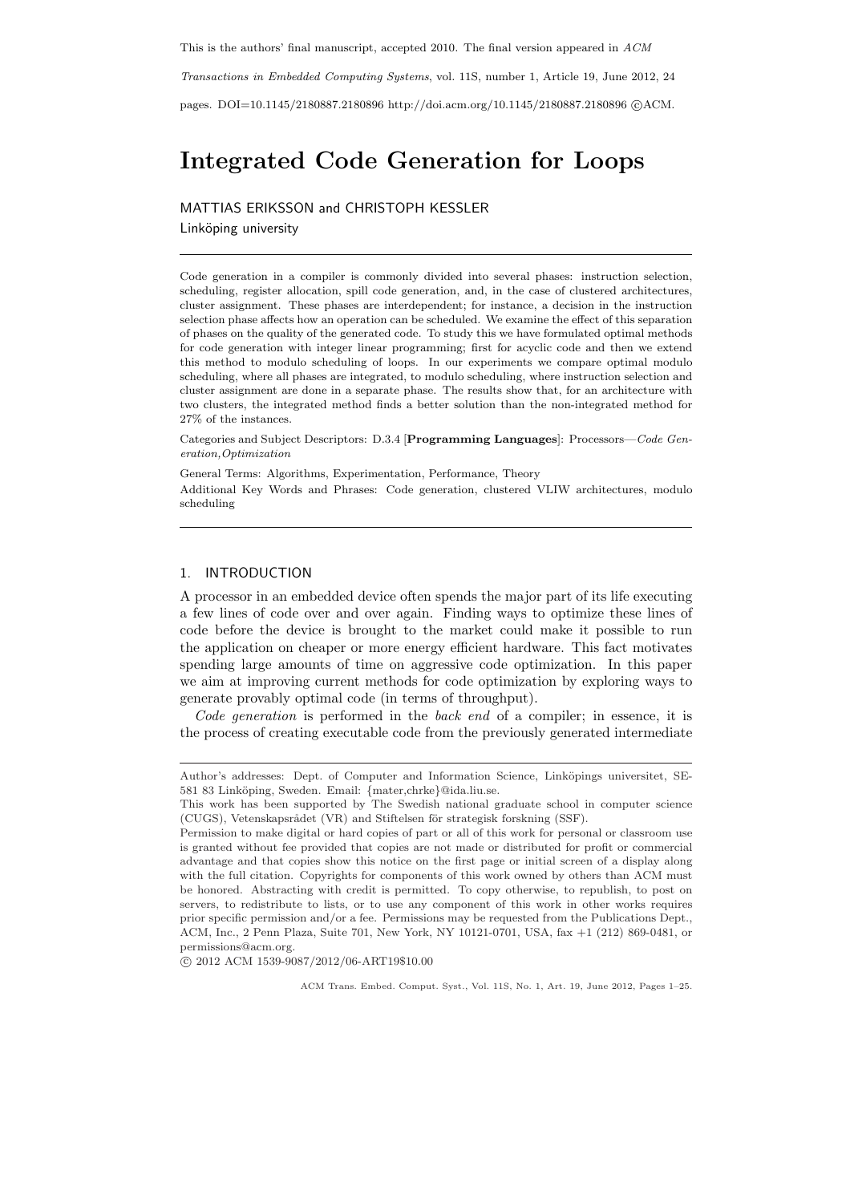This is the authors' final manuscript, accepted 2010. The final version appeared in *ACM Transactions in Embedded Computing Systems*, vol. 11S, number 1, Article 19, June 2012, 24 pages. DOI=10.1145/2180887.2180896 http://doi.acm.org/10.1145/2180887.2180896 ©ACM.

# Integrated Code Generation for Loops

MATTIAS ERIKSSON and CHRISTOPH KESSLER

Linköping university

---

Code generation in a compiler is commonly divided into several phases: instruction selection, scheduling, register allocation, spill code generation, and, in the case of clustered architectures, cluster assignment. These phases are interdependent; for instance, a decision in the instruction selection phase affects how an operation can be scheduled. We examine the effect of this separation of phases on the quality of the generated code. To study this we have formulated optimal methods for code generation with integer linear programming; first for acyclic code and then we extend this method to modulo scheduling of loops. In our experiments we compare optimal modulo scheduling, where all phases are integrated, to modulo scheduling, where instruction selection and cluster assignment are done in a separate phase. The results show that, for an architecture with two clusters, the integrated method finds a better solution than the non-integrated method for 27% of the instances.

Categories and Subject Descriptors: D.3.4 [**Programming Languages**]: Processors—*Code Generation,Optimization*

General Terms: Algorithms, Experimentation, Performance, Theory

Additional Key Words and Phrases: Code generation, clustered VLIW architectures, modulo scheduling

---

## 1. INTRODUCTION

A processor in an embedded device often spends the major part of its life executing a few lines of code over and over again. Finding ways to optimize these lines of code before the device is brought to the market could make it possible to run the application on cheaper or more energy efficient hardware. This fact motivates spending large amounts of time on aggressive code optimization. In this paper we aim at improving current methods for code optimization by exploring ways to generate provably optimal code (in terms of throughput).

*Code generation* is performed in the *back end* of a compiler; in essence, it is the process of creating executable code from the previously generated intermediate

---

Author's addresses: Dept. of Computer and Information Science, Linköpings universitet, SE-581 83 Linköping, Sweden. Email: {mater,chrke}@ida.liu.se.

This work has been supported by The Swedish national graduate school in computer science (CUGS), Vetenskapsrådet (VR) and Stiftelsen för strategisk forskning (SSF).

Permission to make digital or hard copies of part or all of this work for personal or classroom use is granted without fee provided that copies are not made or distributed for profit or commercial advantage and that copies show this notice on the first page or initial screen of a display along with the full citation. Copyrights for components of this work owned by others than ACM must be honored. Abstracting with credit is permitted. To copy otherwise, to republish, to post on servers, to redistribute to lists, or to use any component of this work in other works requires prior specific permission and/or a fee. Permissions may be requested from the Publications Dept., ACM, Inc., 2 Penn Plaza, Suite 701, New York, NY 10121-0701, USA, fax +1 (212) 869-0481, or permissions@acm.org.

© 2012 ACM 1539-9087/2012/06-ART19$10.00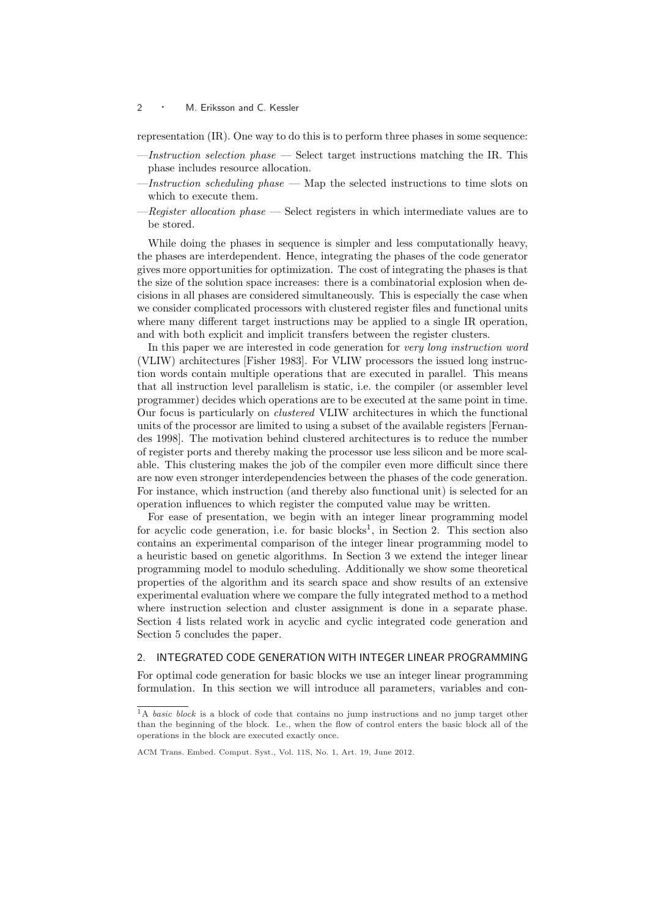representation (IR). One way to do this is to perform three phases in some sequence:

- *Instruction selection phase* — Select target instructions matching the IR. This phase includes resource allocation.
- *Instruction scheduling phase* — Map the selected instructions to time slots on which to execute them.
- *Register allocation phase* — Select registers in which intermediate values are to be stored.

While doing the phases in sequence is simpler and less computationally heavy, the phases are interdependent. Hence, integrating the phases of the code generator gives more opportunities for optimization. The cost of integrating the phases is that the size of the solution space increases: there is a combinatorial explosion when decisions in all phases are considered simultaneously. This is especially the case when we consider complicated processors with clustered register files and functional units where many different target instructions may be applied to a single IR operation, and with both explicit and implicit transfers between the register clusters.

In this paper we are interested in code generation for *very long instruction word* (VLIW) architectures [Fisher 1983]. For VLIW processors the issued long instruction words contain multiple operations that are executed in parallel. This means that all instruction level parallelism is static, i.e. the compiler (or assembler level programmer) decides which operations are to be executed at the same point in time. Our focus is particularly on *clustered* VLIW architectures in which the functional units of the processor are limited to using a subset of the available registers [Fernandes 1998]. The motivation behind clustered architectures is to reduce the number of register ports and thereby making the processor use less silicon and be more scalable. This clustering makes the job of the compiler even more difficult since there are now even stronger interdependencies between the phases of the code generation. For instance, which instruction (and thereby also functional unit) is selected for an operation influences to which register the computed value may be written.

For ease of presentation, we begin with an integer linear programming model for acyclic code generation, i.e. for basic blocks[1], in Section 2. This section also contains an experimental comparison of the integer linear programming model to a heuristic based on genetic algorithms. In Section 3 we extend the integer linear programming model to modulo scheduling. Additionally we show some theoretical properties of the algorithm and its search space and show results of an extensive experimental evaluation where we compare the fully integrated method to a method where instruction selection and cluster assignment is done in a separate phase. Section 4 lists related work in acyclic and cyclic integrated code generation and Section 5 concludes the paper.

## 2. INTEGRATED CODE GENERATION WITH INTEGER LINEAR PROGRAMMING

For optimal code generation for basic blocks we use an integer linear programming formulation. In this section we will introduce all parameters, variables and con-

[1] A *basic block* is a block of code that contains no jump instructions and no jump target other than the beginning of the block. I.e., when the flow of control enters the basic block all of the operations in the block are executed exactly once.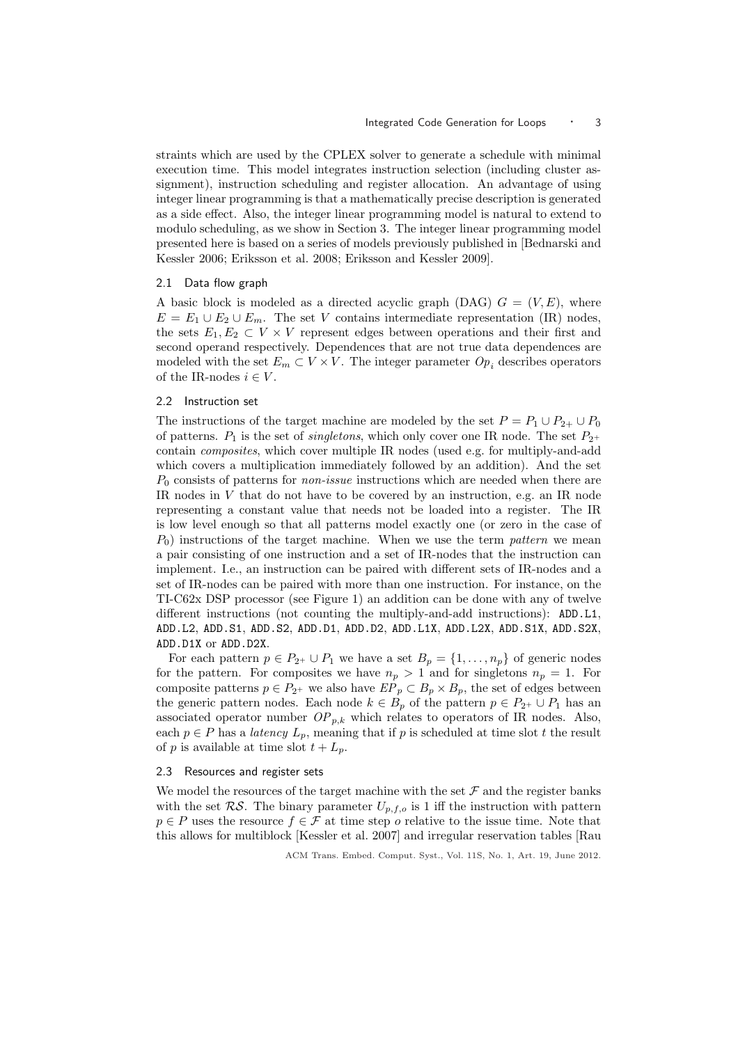straints which are used by the CPLEX solver to generate a schedule with minimal execution time. This model integrates instruction selection (including cluster assignment), instruction scheduling and register allocation. An advantage of using integer linear programming is that a mathematically precise description is generated as a side effect. Also, the integer linear programming model is natural to extend to modulo scheduling, as we show in Section 3. The integer linear programming model presented here is based on a series of models previously published in [Bednarski and Kessler 2006; Eriksson et al. 2008; Eriksson and Kessler 2009].

### 2.1 Data flow graph

A basic block is modeled as a directed acyclic graph (DAG) $G = (V, E)$, where $E = E_1 \cup E_2 \cup E_m$. The set $V$ contains intermediate representation (IR) nodes, the sets $E_1, E_2 \subset V \times V$ represent edges between operations and their first and second operand respectively. Dependences that are not true data dependences are modeled with the set $E_m \subset V \times V$. The integer parameter $Op_i$ describes operators of the IR-nodes $i \in V$.

### 2.2 Instruction set

The instructions of the target machine are modeled by the set $P = P_1 \cup P_{2^+} \cup P_0$ of patterns. $P_1$ is the set of *singletons*, which only cover one IR node. The set $P_{2^+}$ contain *composites*, which cover multiple IR nodes (used e.g. for multiply-and-add which covers a multiplication immediately followed by an addition). And the set $P_0$ consists of patterns for *non-issue* instructions which are needed when there are IR nodes in $V$ that do not have to be covered by an instruction, e.g. an IR node representing a constant value that needs not be loaded into a register. The IR is low level enough so that all patterns model exactly one (or zero in the case of $P_0$) instructions of the target machine. When we use the term *pattern* we mean a pair consisting of one instruction and a set of IR-nodes that the instruction can implement. I.e., an instruction can be paired with different sets of IR-nodes and a set of IR-nodes can be paired with more than one instruction. For instance, on the TI-C62x DSP processor (see Figure 1) an addition can be done with any of twelve different instructions (not counting the multiply-and-add instructions): `ADD.L1`, `ADD.L2`, `ADD.S1`, `ADD.S2`, `ADD.D1`, `ADD.D2`, `ADD.L1X`, `ADD.L2X`, `ADD.S1X`, `ADD.S2X`, `ADD.D1X` or `ADD.D2X`.

For each pattern $p \in P_{2^+} \cup P_1$ we have a set $B_p = \{1, \ldots, n_p\}$ of generic nodes for the pattern. For composites we have $n_p > 1$ and for singletons $n_p = 1$. For composite patterns $p \in P_{2^+}$ we also have $EP_p \subset B_p \times B_p$, the set of edges between the generic pattern nodes. Each node $k \in B_p$ of the pattern $p \in P_{2^+} \cup P_1$ has an associated operator number $OP_{p,k}$ which relates to operators of IR nodes. Also, each $p \in P$ has a *latency* $L_p$, meaning that if $p$ is scheduled at time slot $t$ the result of $p$ is available at time slot $t + L_p$.

### 2.3 Resources and register sets

We model the resources of the target machine with the set $\mathcal{F}$ and the register banks with the set $\mathcal{RS}$. The binary parameter $U_{p,f,o}$ is 1 iff the instruction with pattern $p \in P$ uses the resource $f \in \mathcal{F}$ at time step $o$ relative to the issue time. Note that this allows for multiblock [Kessler et al. 2007] and irregular reservation tables [Rau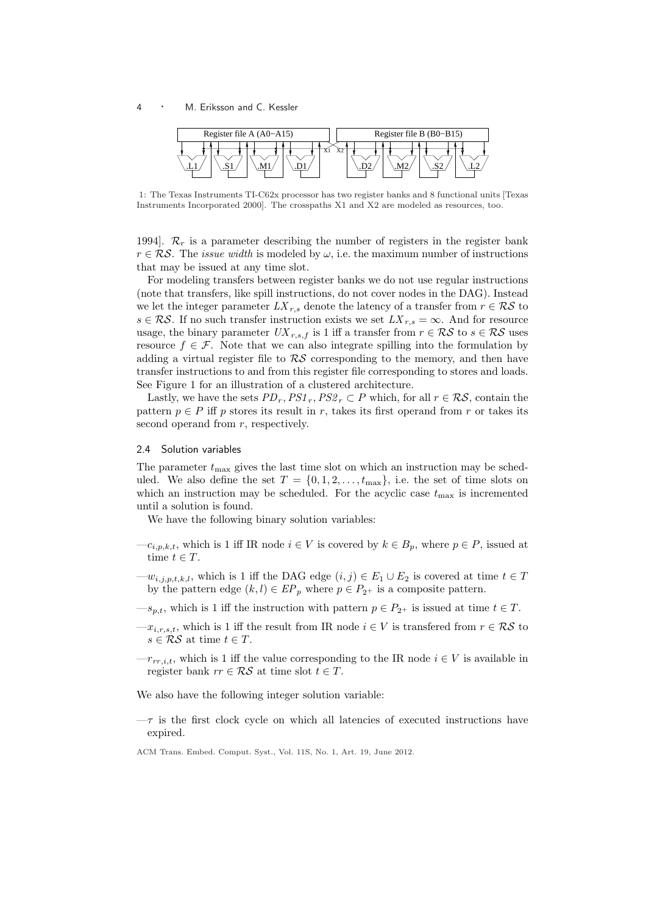Register file A (A0−A15) Register file B (B0−B15)

.L1 .S1 .M1 .D1 X1 X2 .D2 .M2 .S2 .L2

1: The Texas Instruments TI-C62x processor has two register banks and 8 functional units [Texas Instruments Incorporated 2000]. The crosspaths X1 and X2 are modeled as resources, too.

1994]. $\mathcal{R}_r$ is a parameter describing the number of registers in the register bank $r \in \mathcal{RS}$. The *issue width* is modeled by $\omega$, i.e. the maximum number of instructions that may be issued at any time slot.

For modeling transfers between register banks we do not use regular instructions (note that transfers, like spill instructions, do not cover nodes in the DAG). Instead we let the integer parameter $LX_{r,s}$ denote the latency of a transfer from $r \in \mathcal{RS}$ to $s \in \mathcal{RS}$. If no such transfer instruction exists we set $LX_{r,s} = \infty$. And for resource usage, the binary parameter $UX_{r,s,f}$ is 1 iff a transfer from $r \in \mathcal{RS}$ to $s \in \mathcal{RS}$ uses resource $f \in \mathcal{F}$. Note that we can also integrate spilling into the formulation by adding a virtual register file to $\mathcal{RS}$ corresponding to the memory, and then have transfer instructions to and from this register file corresponding to stores and loads. See Figure 1 for an illustration of a clustered architecture.

Lastly, we have the sets $PD_r, PS1_r, PS2_r \subset P$ which, for all $r \in \mathcal{RS}$, contain the pattern $p \in P$ iff $p$ stores its result in $r$, takes its first operand from $r$ or takes its second operand from $r$, respectively.

### 2.4 Solution variables

The parameter $t_{\max}$ gives the last time slot on which an instruction may be scheduled. We also define the set $T = \{0, 1, 2, \ldots, t_{\max}\}$, i.e. the set of time slots on which an instruction may be scheduled. For the acyclic case $t_{\max}$ is incremented until a solution is found.

We have the following binary solution variables:

- $c_{i,p,k,t}$, which is 1 iff IR node $i \in V$ is covered by $k \in B_p$, where $p \in P$, issued at time $t \in T$.
- $w_{i,j,p,t,k,l}$, which is 1 iff the DAG edge $(i, j) \in E_1 \cup E_2$ is covered at time $t \in T$ by the pattern edge $(k, l) \in EP_p$ where $p \in P_{2+}$ is a composite pattern.
- $s_{p,t}$, which is 1 iff the instruction with pattern $p \in P_{2+}$ is issued at time $t \in T$.
- $x_{i,r,s,t}$, which is 1 iff the result from IR node $i \in V$ is transfered from $r \in \mathcal{RS}$ to $s \in \mathcal{RS}$ at time $t \in T$.
- $r_{rr,i,t}$, which is 1 iff the value corresponding to the IR node $i \in V$ is available in register bank $rr \in \mathcal{RS}$ at time slot $t \in T$.

We also have the following integer solution variable:

- $\tau$ is the first clock cycle on which all latencies of executed instructions have expired.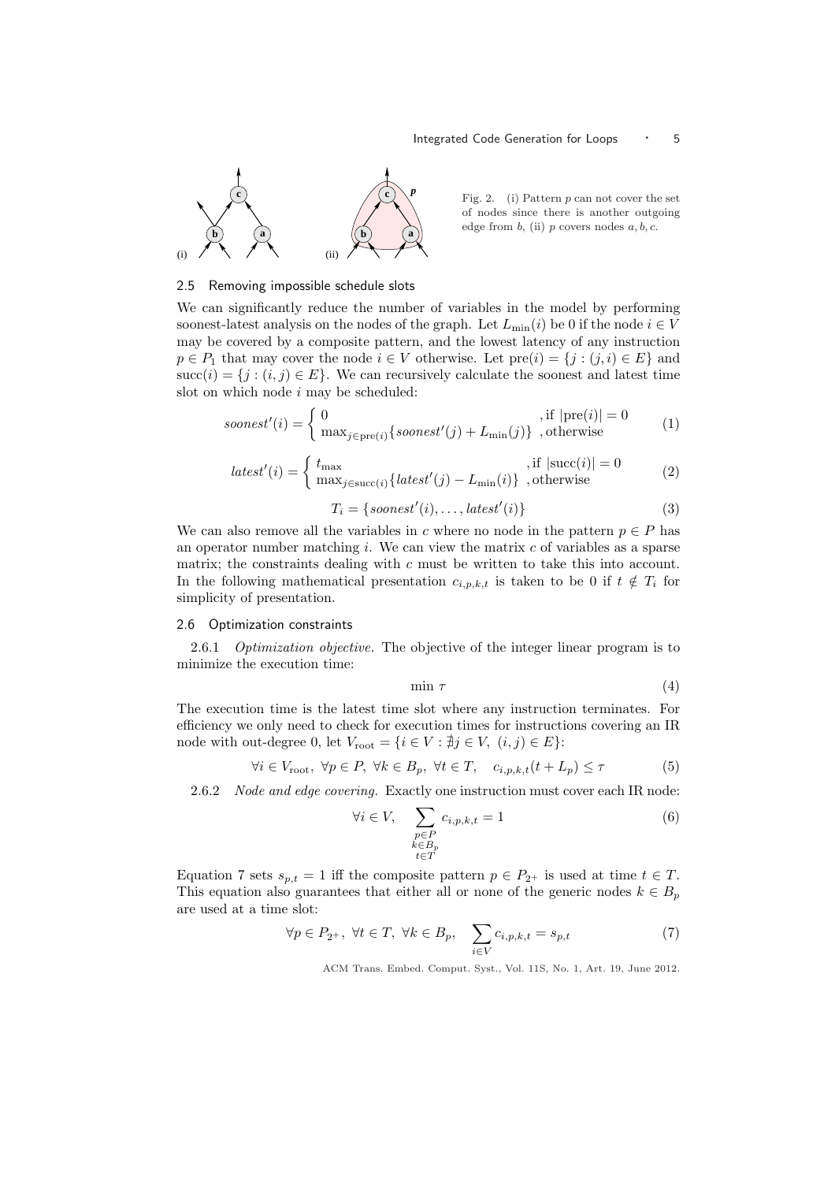Fig. 2. (i) Pattern $p$ can not cover the set of nodes since there is another outgoing edge from $b$, (ii) $p$ covers nodes $a, b, c$.

### 2.5 Removing impossible schedule slots

We can significantly reduce the number of variables in the model by performing soonest-latest analysis on the nodes of the graph. Let $L_{\min}(i)$ be 0 if the node $i \in V$ may be covered by a composite pattern, and the lowest latency of any instruction $p \in P_1$ that may cover the node $i \in V$ otherwise. Let $\text{pre}(i) = \{j : (j, i) \in E\}$ and $\text{succ}(i) = \{j : (i, j) \in E\}$. We can recursively calculate the soonest and latest time slot on which node $i$ may be scheduled:

$$soonest'(i) = \begin{cases} 0 & \text{, if } |\text{pre}(i)| = 0 \\ \max_{j \in \text{pre}(i)} \{soonest'(j) + L_{\min}(j)\} & \text{, otherwise} \end{cases} \tag{1}$$

$$latest'(i) = \begin{cases} t_{\max} & \text{, if } |\text{succ}(i)| = 0 \\ \max_{j \in \text{succ}(i)} \{latest'(j) - L_{\min}(i)\} & \text{, otherwise} \end{cases} \tag{2}$$

$$T_i = \{soonest'(i), \ldots, latest'(i)\} \tag{3}$$

We can also remove all the variables in $c$ where no node in the pattern $p \in P$ has an operator number matching $i$. We can view the matrix $c$ of variables as a sparse matrix; the constraints dealing with $c$ must be written to take this into account. In the following mathematical presentation $c_{i,p,k,t}$ is taken to be 0 if $t \notin T_i$ for simplicity of presentation.

### 2.6 Optimization constraints

2.6.1 *Optimization objective.* The objective of the integer linear program is to minimize the execution time:

$$\min \tau \tag{4}$$

The execution time is the latest time slot where any instruction terminates. For efficiency we only need to check for execution times for instructions covering an IR node with out-degree 0, let $V_{\text{root}} = \{i \in V : \nexists j \in V, \ (i, j) \in E\}$:

$$\forall i \in V_{\text{root}}, \ \forall p \in P, \ \forall k \in B_p, \ \forall t \in T, \quad c_{i,p,k,t}(t + L_p) \leq \tau \tag{5}$$

2.6.2 *Node and edge covering.* Exactly one instruction must cover each IR node:

$$\forall i \in V, \quad \sum_{\substack{p \in P \\ k \in B_p \\ t \in T}} c_{i,p,k,t} = 1 \tag{6}$$

Equation 7 sets $s_{p,t} = 1$ iff the composite pattern $p \in P_{2^+}$ is used at time $t \in T$. This equation also guarantees that either all or none of the generic nodes $k \in B_p$ are used at a time slot:

$$\forall p \in P_{2^+}, \ \forall t \in T, \ \forall k \in B_p, \quad \sum_{i \in V} c_{i,p,k,t} = s_{p,t} \tag{7}$$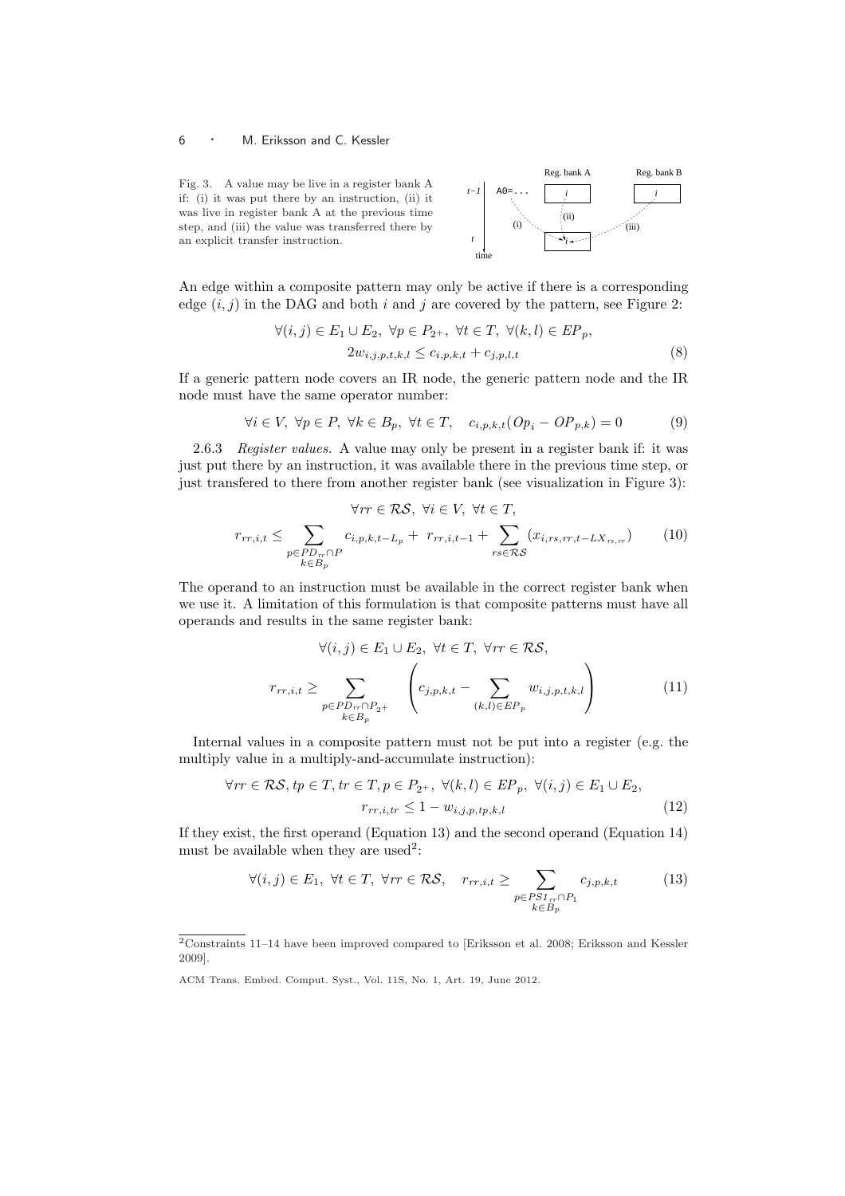Fig. 3. A value may be live in a register bank A if: (i) it was put there by an instruction, (ii) it was live in register bank A at the previous time step, and (iii) the value was transferred there by an explicit transfer instruction.

An edge within a composite pattern may only be active if there is a corresponding edge $(i, j)$ in the DAG and both $i$ and $j$ are covered by the pattern, see Figure 2:

$$\forall (i,j) \in E_1 \cup E_2,\ \forall p \in P_{2^+},\ \forall t \in T,\ \forall (k,l) \in EP_p,$$
$$2w_{i,j,p,t,k,l} \leq c_{i,p,k,t} + c_{j,p,l,t} \tag{8}$$

If a generic pattern node covers an IR node, the generic pattern node and the IR node must have the same operator number:

$$\forall i \in V,\ \forall p \in P,\ \forall k \in B_p,\ \forall t \in T, \quad c_{i,p,k,t}(Op_i - OP_{p,k}) = 0 \tag{9}$$

2.6.3 *Register values.* A value may only be present in a register bank if: it was just put there by an instruction, it was available there in the previous time step, or just transfered to there from another register bank (see visualization in Figure 3):

$$\forall rr \in \mathcal{RS},\ \forall i \in V,\ \forall t \in T,$$
$$r_{rr,i,t} \leq \sum_{\substack{p \in PD_{rr} \cap P \\ k \in B_p}} c_{i,p,k,t-L_p} + r_{rr,i,t-1} + \sum_{rs \in \mathcal{RS}} (x_{i,rs,rr,t-LX_{rs,rr}}) \tag{10}$$

The operand to an instruction must be available in the correct register bank when we use it. A limitation of this formulation is that composite patterns must have all operands and results in the same register bank:

$$\forall (i,j) \in E_1 \cup E_2,\ \forall t \in T,\ \forall rr \in \mathcal{RS},$$
$$r_{rr,i,t} \geq \sum_{\substack{p \in PD_{rr} \cap P_{2^+} \\ k \in B_p}} \left( c_{j,p,k,t} - \sum_{(k,l) \in EP_p} w_{i,j,p,t,k,l} \right) \tag{11}$$

Internal values in a composite pattern must not be put into a register (e.g. the multiply value in a multiply-and-accumulate instruction):

$$\forall rr \in \mathcal{RS}, tp \in T, tr \in T, p \in P_{2^+},\ \forall (k,l) \in EP_p,\ \forall (i,j) \in E_1 \cup E_2,$$
$$r_{rr,i,tr} \leq 1 - w_{i,j,p,tp,k,l} \tag{12}$$

If they exist, the first operand (Equation 13) and the second operand (Equation 14) must be available when they are used[2]:

$$\forall (i,j) \in E_1,\ \forall t \in T,\ \forall rr \in \mathcal{RS}, \quad r_{rr,i,t} \geq \sum_{\substack{p \in PS1_{rr} \cap P_1 \\ k \in B_p}} c_{j,p,k,t} \tag{13}$$

[2]Constraints 11–14 have been improved compared to [Eriksson et al. 2008; Eriksson and Kessler 2009].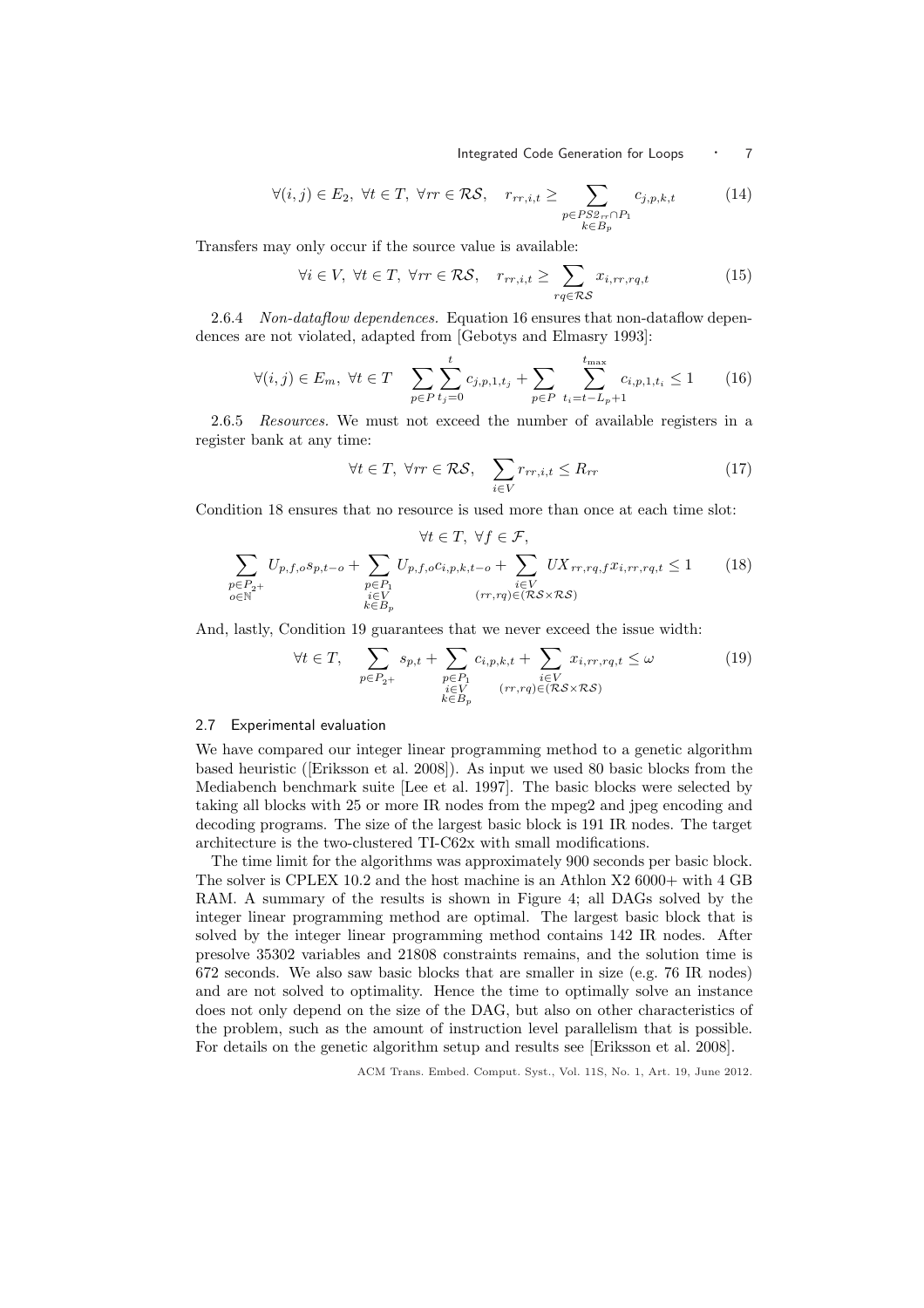$$\forall (i,j) \in E_2,\ \forall t \in T,\ \forall rr \in \mathcal{RS}, \quad r_{rr,i,t} \geq \sum_{\substack{p \in PS2_{rr} \cap P_1 \\ k \in B_p}} c_{j,p,k,t} \tag{14}$$

Transfers may only occur if the source value is available:

$$\forall i \in V,\ \forall t \in T,\ \forall rr \in \mathcal{RS}, \quad r_{rr,i,t} \geq \sum_{rq \in \mathcal{RS}} x_{i,rr,rq,t} \tag{15}$$

2.6.4 *Non-dataflow dependences.* Equation 16 ensures that non-dataflow dependences are not violated, adapted from [Gebotys and Elmasry 1993]:

$$\forall (i,j) \in E_m,\ \forall t \in T \quad \sum_{p \in P} \sum_{t_j=0}^{t} c_{j,p,1,t_j} + \sum_{p \in P} \sum_{t_i=t-L_p+1}^{t_{\max}} c_{i,p,1,t_i} \leq 1 \tag{16}$$

2.6.5 *Resources.* We must not exceed the number of available registers in a register bank at any time:

$$\forall t \in T,\ \forall rr \in \mathcal{RS}, \quad \sum_{i \in V} r_{rr,i,t} \leq R_{rr} \tag{17}$$

Condition 18 ensures that no resource is used more than once at each time slot:

$$\forall t \in T,\ \forall f \in \mathcal{F},$$
$$\sum_{\substack{p \in P_{2+} \\ o \in \mathbb{N}}} U_{p,f,o} s_{p,t-o} + \sum_{\substack{p \in P_1 \\ i \in V \\ k \in B_p}} U_{p,f,o} c_{i,p,k,t-o} + \sum_{\substack{i \in V \\ (rr,rq) \in (\mathcal{RS} \times \mathcal{RS})}} UX_{rr,rq,f} x_{i,rr,rq,t} \leq 1 \tag{18}$$

And, lastly, Condition 19 guarantees that we never exceed the issue width:

$$\forall t \in T, \quad \sum_{p \in P_{2+}} s_{p,t} + \sum_{\substack{p \in P_1 \\ i \in V \\ k \in B_p}} c_{i,p,k,t} + \sum_{\substack{i \in V \\ (rr,rq) \in (\mathcal{RS} \times \mathcal{RS})}} x_{i,rr,rq,t} \leq \omega \tag{19}$$

### 2.7 Experimental evaluation

We have compared our integer linear programming method to a genetic algorithm based heuristic ([Eriksson et al. 2008]). As input we used 80 basic blocks from the Mediabench benchmark suite [Lee et al. 1997]. The basic blocks were selected by taking all blocks with 25 or more IR nodes from the mpeg2 and jpeg encoding and decoding programs. The size of the largest basic block is 191 IR nodes. The target architecture is the two-clustered TI-C62x with small modifications.

The time limit for the algorithms was approximately 900 seconds per basic block. The solver is CPLEX 10.2 and the host machine is an Athlon X2 6000+ with 4 GB RAM. A summary of the results is shown in Figure 4; all DAGs solved by the integer linear programming method are optimal. The largest basic block that is solved by the integer linear programming method contains 142 IR nodes. After presolve 35302 variables and 21808 constraints remains, and the solution time is 672 seconds. We also saw basic blocks that are smaller in size (e.g. 76 IR nodes) and are not solved to optimality. Hence the time to optimally solve an instance does not only depend on the size of the DAG, but also on other characteristics of the problem, such as the amount of instruction level parallelism that is possible. For details on the genetic algorithm setup and results see [Eriksson et al. 2008].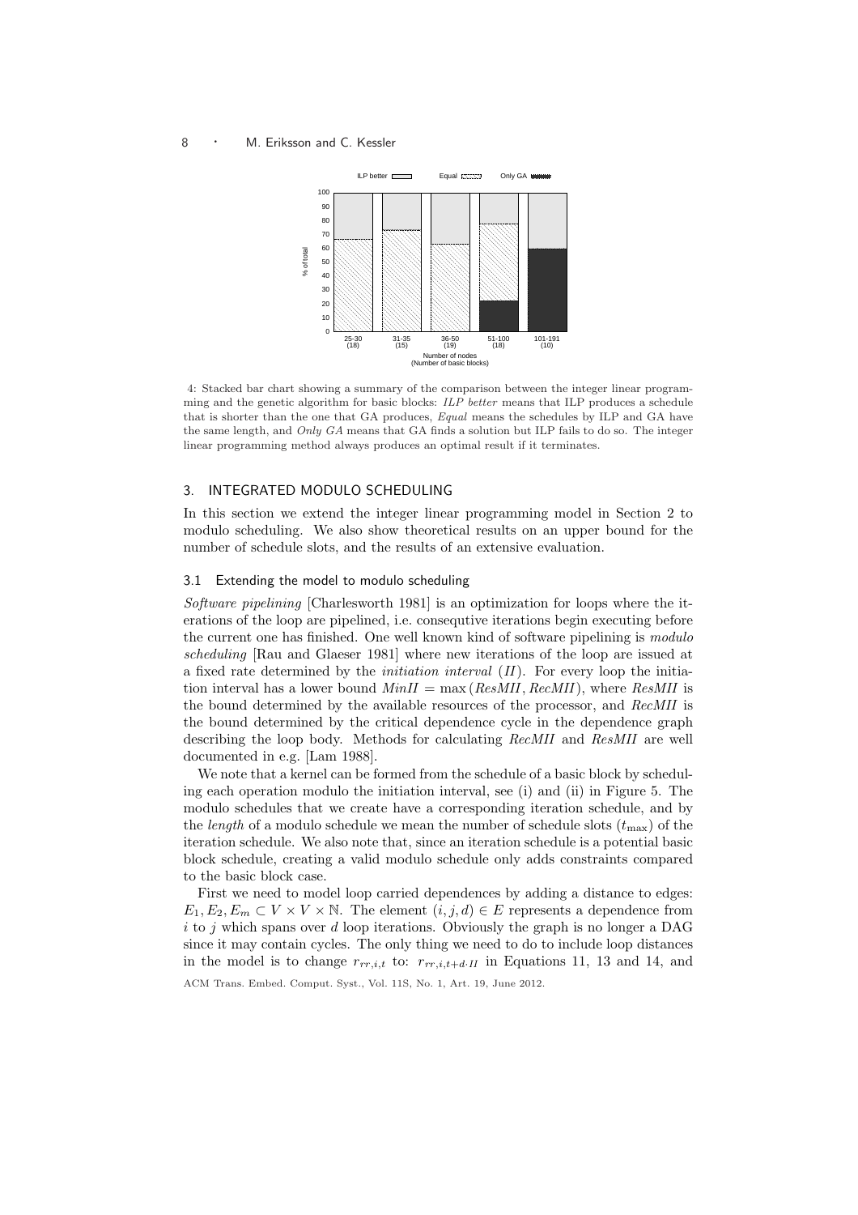4: Stacked bar chart showing a summary of the comparison between the integer linear programming and the genetic algorithm for basic blocks: *ILP better* means that ILP produces a schedule that is shorter than the one that GA produces, *Equal* means the schedules by ILP and GA have the same length, and *Only GA* means that GA finds a solution but ILP fails to do so. The integer linear programming method always produces an optimal result if it terminates.

## 3. INTEGRATED MODULO SCHEDULING

In this section we extend the integer linear programming model in Section 2 to modulo scheduling. We also show theoretical results on an upper bound for the number of schedule slots, and the results of an extensive evaluation.

### 3.1 Extending the model to modulo scheduling

*Software pipelining* [Charlesworth 1981] is an optimization for loops where the iterations of the loop are pipelined, i.e. consequtive iterations begin executing before the current one has finished. One well known kind of software pipelining is *modulo scheduling* [Rau and Glaeser 1981] where new iterations of the loop are issued at a fixed rate determined by the *initiation interval* (*II*). For every loop the initiation interval has a lower bound $MinII = \max(ResMII, RecMII)$, where *ResMII* is the bound determined by the available resources of the processor, and *RecMII* is the bound determined by the critical dependence cycle in the dependence graph describing the loop body. Methods for calculating *RecMII* and *ResMII* are well documented in e.g. [Lam 1988].

We note that a kernel can be formed from the schedule of a basic block by scheduling each operation modulo the initiation interval, see (i) and (ii) in Figure 5. The modulo schedules that we create have a corresponding iteration schedule, and by the *length* of a modulo schedule we mean the number of schedule slots ($t_{\max}$) of the iteration schedule. We also note that, since an iteration schedule is a potential basic block schedule, creating a valid modulo schedule only adds constraints compared to the basic block case.

First we need to model loop carried dependences by adding a distance to edges: $E_1, E_2, E_m \subset V \times V \times \mathbb{N}$. The element $(i, j, d) \in E$ represents a dependence from $i$ to $j$ which spans over $d$ loop iterations. Obviously the graph is no longer a DAG since it may contain cycles. The only thing we need to do to include loop distances in the model is to change $r_{rr,i,t}$ to: $r_{rr,i,t+d \cdot II}$ in Equations 11, 13 and 14, and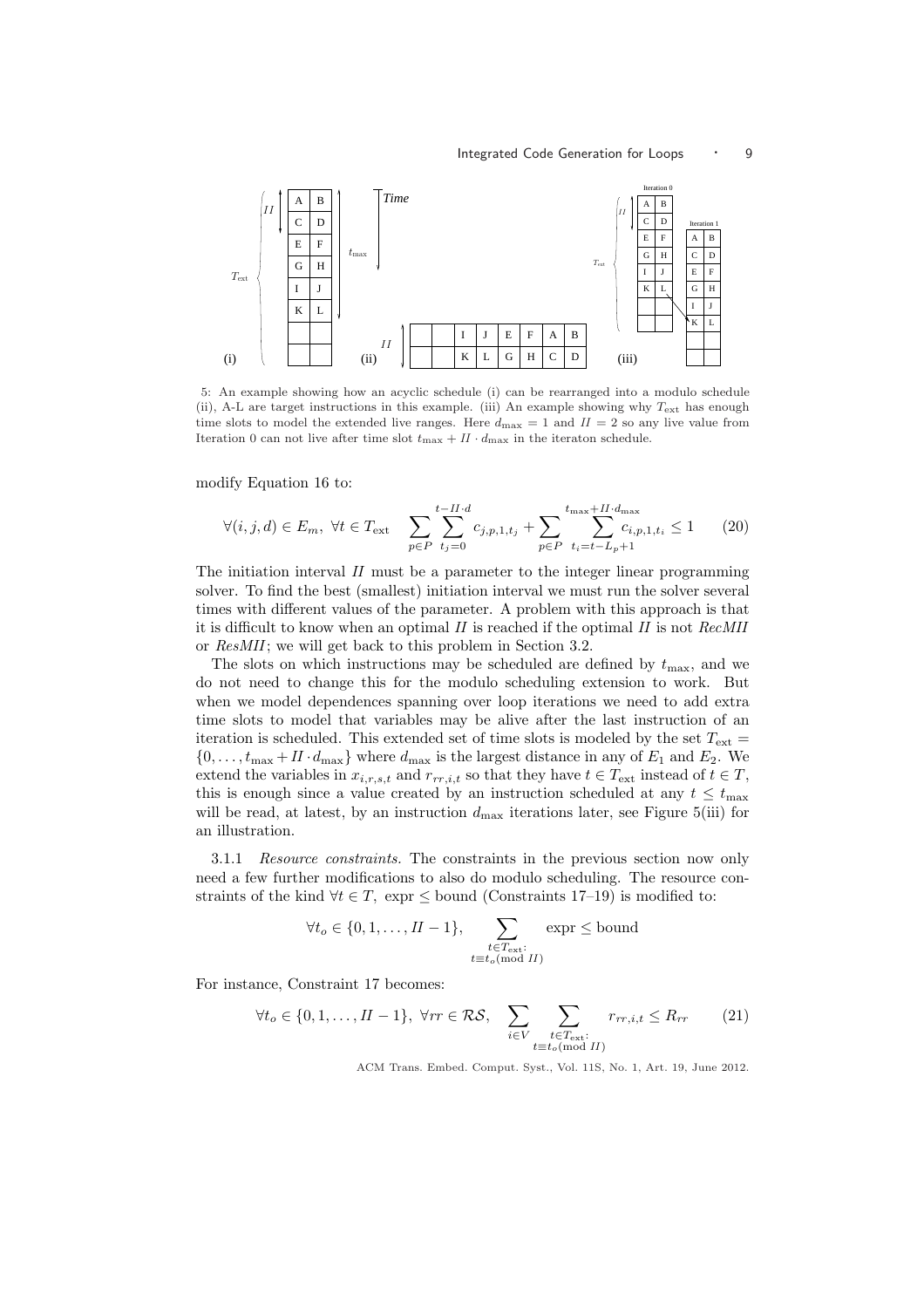5: An example showing how an acyclic schedule (i) can be rearranged into a modulo schedule (ii), A-L are target instructions in this example. (iii) An example showing why $T_{\text{ext}}$ has enough time slots to model the extended live ranges. Here $d_{\max} = 1$ and $II = 2$ so any live value from Iteration 0 can not live after time slot $t_{\max} + II \cdot d_{\max}$ in the iteraton schedule.

modify Equation 16 to:

$$\forall (i,j,d) \in E_m,\ \forall t \in T_{\text{ext}} \quad \sum_{p \in P} \sum_{t_j=0}^{t-II \cdot d} c_{j,p,1,t_j} + \sum_{p \in P} \sum_{t_i=t-L_p+1}^{t_{\max}+II \cdot d_{\max}} c_{i,p,1,t_i} \leq 1 \qquad (20)$$

The initiation interval $II$ must be a parameter to the integer linear programming solver. To find the best (smallest) initiation interval we must run the solver several times with different values of the parameter. A problem with this approach is that it is difficult to know when an optimal $II$ is reached if the optimal $II$ is not *RecMII* or *ResMII*; we will get back to this problem in Section 3.2.

The slots on which instructions may be scheduled are defined by $t_{\max}$, and we do not need to change this for the modulo scheduling extension to work. But when we model dependences spanning over loop iterations we need to add extra time slots to model that variables may be alive after the last instruction of an iteration is scheduled. This extended set of time slots is modeled by the set $T_{\text{ext}} = \{0, \ldots, t_{\max} + II \cdot d_{\max}\}$ where $d_{\max}$ is the largest distance in any of $E_1$ and $E_2$. We extend the variables in $x_{i,r,s,t}$ and $r_{rr,i,t}$ so that they have $t \in T_{\text{ext}}$ instead of $t \in T$, this is enough since a value created by an instruction scheduled at any $t \leq t_{\max}$ will be read, at latest, by an instruction $d_{\max}$ iterations later, see Figure 5(iii) for an illustration.

3.1.1 *Resource constraints.* The constraints in the previous section now only need a few further modifications to also do modulo scheduling. The resource constraints of the kind $\forall t \in T,\ \text{expr} \leq \text{bound}$ (Constraints 17–19) is modified to:

$$\forall t_o \in \{0, 1, \ldots, II-1\}, \quad \sum_{\substack{t \in T_{\text{ext}}: \\ t \equiv t_o (\text{mod } II)}} \text{expr} \leq \text{bound}$$

For instance, Constraint 17 becomes:

$$\forall t_o \in \{0, 1, \ldots, II-1\},\ \forall rr \in \mathcal{RS}, \quad \sum_{i \in V} \sum_{\substack{t \in T_{\text{ext}}: \\ t \equiv t_o (\text{mod } II)}} r_{rr,i,t} \leq R_{rr} \qquad (21)$$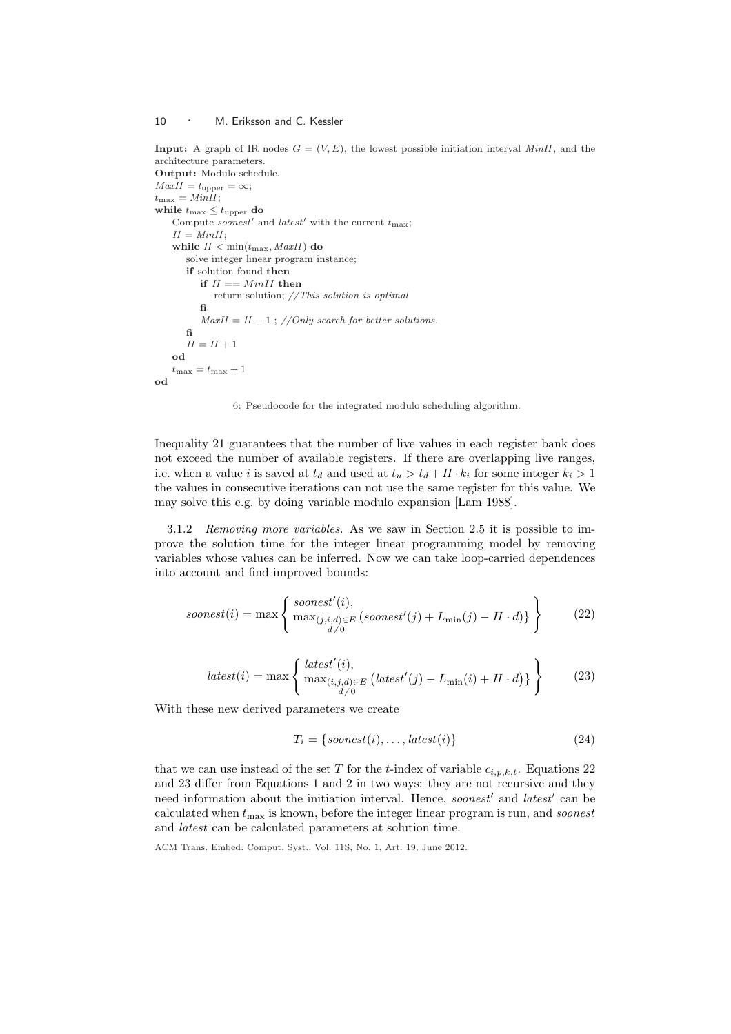**Input:** A graph of IR nodes $G = (V, E)$, the lowest possible initiation interval $MinII$, and the architecture parameters.
**Output:** Modulo schedule.

```
MaxII = t_upper = ∞;
t_max = MinII;
while t_max ≤ t_upper do
    Compute soonest' and latest' with the current t_max;
    II = MinII;
    while II < min(t_max, MaxII) do
        solve integer linear program instance;
        if solution found then
            if II == MinII then
                return solution; //This solution is optimal
            fi
            MaxII = II − 1 ; //Only search for better solutions.
        fi
        II = II + 1
    od
    t_max = t_max + 1
od
```

6: Pseudocode for the integrated modulo scheduling algorithm.

Inequality 21 guarantees that the number of live values in each register bank does not exceed the number of available registers. If there are overlapping live ranges, i.e. when a value $i$ is saved at $t_d$ and used at $t_u > t_d + II \cdot k_i$ for some integer $k_i > 1$ the values in consecutive iterations can not use the same register for this value. We may solve this e.g. by doing variable modulo expansion [Lam 1988].

3.1.2 *Removing more variables.* As we saw in Section 2.5 it is possible to improve the solution time for the integer linear programming model by removing variables whose values can be inferred. Now we can take loop-carried dependences into account and find improved bounds:

$$soonest(i) = \max \left\{ \begin{array}{l} soonest'(i), \\ \max_{\substack{(j,i,d) \in E \\ d \neq 0}} \left( soonest'(j) + L_{\min}(j) - II \cdot d \right) \end{array} \right\} \tag{22}$$

$$latest(i) = \max \left\{ \begin{array}{l} latest'(i), \\ \max_{\substack{(i,j,d) \in E \\ d \neq 0}} \left( latest'(j) - L_{\min}(i) + II \cdot d \right) \end{array} \right\} \tag{23}$$

With these new derived parameters we create

$$T_i = \{soonest(i), \ldots, latest(i)\} \tag{24}$$

that we can use instead of the set $T$ for the $t$-index of variable $c_{i,p,k,t}$. Equations 22 and 23 differ from Equations 1 and 2 in two ways: they are not recursive and they need information about the initiation interval. Hence, $soonest'$ and $latest'$ can be calculated when $t_{\max}$ is known, before the integer linear program is run, and $soonest$ and $latest$ can be calculated parameters at solution time.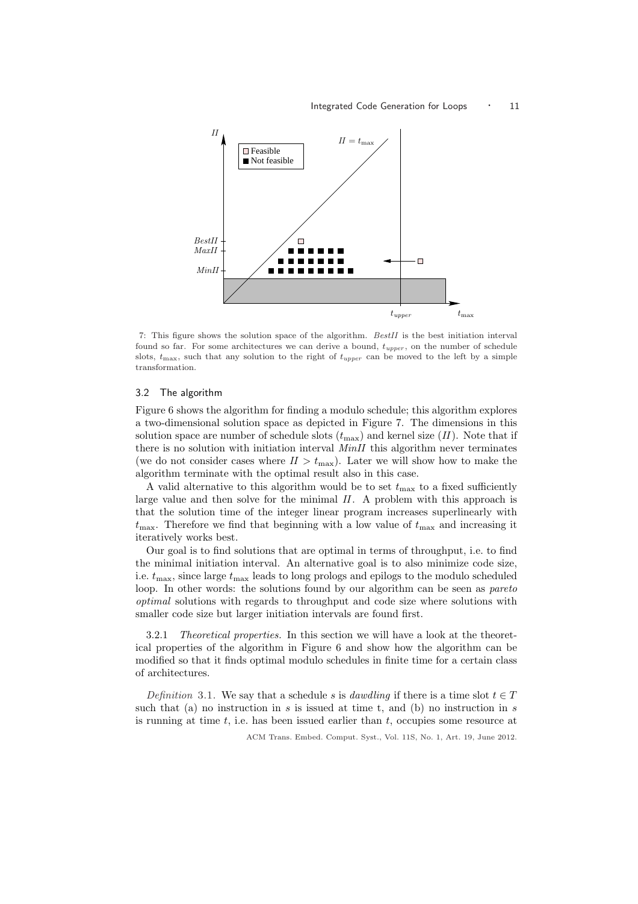7: This figure shows the solution space of the algorithm. *BestII* is the best initiation interval found so far. For some architectures we can derive a bound, $t_{upper}$, on the number of schedule slots, $t_{\max}$, such that any solution to the right of $t_{upper}$ can be moved to the left by a simple transformation.

### 3.2 The algorithm

Figure 6 shows the algorithm for finding a modulo schedule; this algorithm explores a two-dimensional solution space as depicted in Figure 7. The dimensions in this solution space are number of schedule slots ($t_{\max}$) and kernel size ($II$). Note that if there is no solution with initiation interval *MinII* this algorithm never terminates (we do not consider cases where $II > t_{\max}$). Later we will show how to make the algorithm terminate with the optimal result also in this case.

A valid alternative to this algorithm would be to set $t_{\max}$ to a fixed sufficiently large value and then solve for the minimal $II$. A problem with this approach is that the solution time of the integer linear program increases superlinearly with $t_{\max}$. Therefore we find that beginning with a low value of $t_{\max}$ and increasing it iteratively works best.

Our goal is to find solutions that are optimal in terms of throughput, i.e. to find the minimal initiation interval. An alternative goal is to also minimize code size, i.e. $t_{\max}$, since large $t_{\max}$ leads to long prologs and epilogs to the modulo scheduled loop. In other words: the solutions found by our algorithm can be seen as *pareto optimal* solutions with regards to throughput and code size where solutions with smaller code size but larger initiation intervals are found first.

3.2.1 *Theoretical properties.* In this section we will have a look at the theoretical properties of the algorithm in Figure 6 and show how the algorithm can be modified so that it finds optimal modulo schedules in finite time for a certain class of architectures.

*Definition* 3.1. We say that a schedule $s$ is *dawdling* if there is a time slot $t \in T$ such that (a) no instruction in $s$ is issued at time t, and (b) no instruction in $s$ is running at time $t$, i.e. has been issued earlier than $t$, occupies some resource at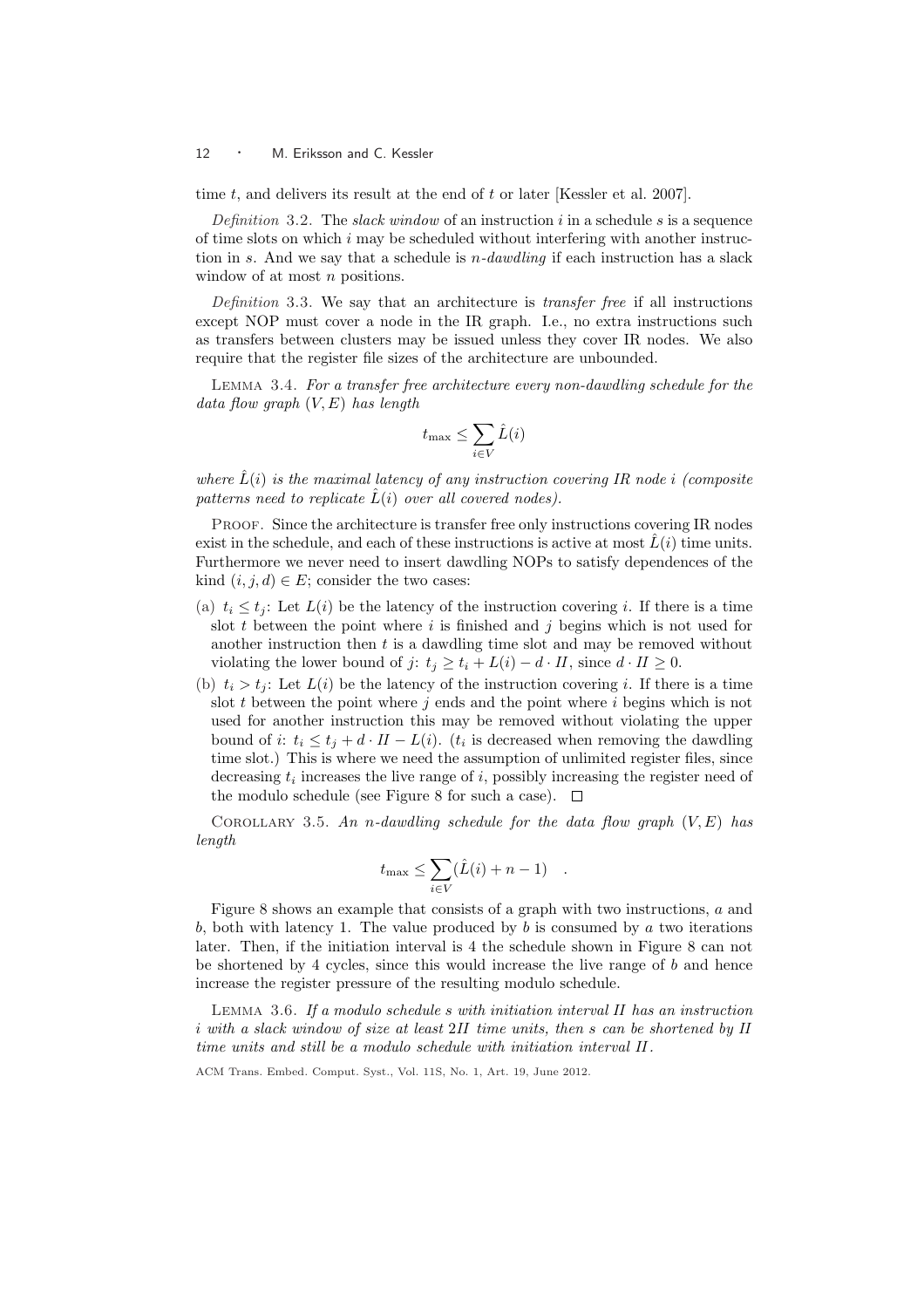time $t$, and delivers its result at the end of $t$ or later [Kessler et al. 2007].

*Definition* 3.2. The *slack window* of an instruction $i$ in a schedule $s$ is a sequence of time slots on which $i$ may be scheduled without interfering with another instruction in $s$. And we say that a schedule is *$n$-dawdling* if each instruction has a slack window of at most $n$ positions.

*Definition* 3.3. We say that an architecture is *transfer free* if all instructions except NOP must cover a node in the IR graph. I.e., no extra instructions such as transfers between clusters may be issued unless they cover IR nodes. We also require that the register file sizes of the architecture are unbounded.

LEMMA 3.4. *For a transfer free architecture every non-dawdling schedule for the data flow graph $(V, E)$ has length*

$$t_{\max} \leq \sum_{i \in V} \hat{L}(i)$$

*where $\hat{L}(i)$ is the maximal latency of any instruction covering IR node $i$ (composite patterns need to replicate $\hat{L}(i)$ over all covered nodes).*

PROOF. Since the architecture is transfer free only instructions covering IR nodes exist in the schedule, and each of these instructions is active at most $\hat{L}(i)$ time units. Furthermore we never need to insert dawdling NOPs to satisfy dependences of the kind $(i, j, d) \in E$; consider the two cases:

(a) $t_i \leq t_j$: Let $L(i)$ be the latency of the instruction covering $i$. If there is a time slot $t$ between the point where $i$ is finished and $j$ begins which is not used for another instruction then $t$ is a dawdling time slot and may be removed without violating the lower bound of $j$: $t_j \geq t_i + L(i) - d \cdot II$, since $d \cdot II \geq 0$.

(b) $t_i > t_j$: Let $L(i)$ be the latency of the instruction covering $i$. If there is a time slot $t$ between the point where $j$ ends and the point where $i$ begins which is not used for another instruction this may be removed without violating the upper bound of $i$: $t_i \leq t_j + d \cdot II - L(i)$. ($t_i$ is decreased when removing the dawdling time slot.) This is where we need the assumption of unlimited register files, since decreasing $t_i$ increases the live range of $i$, possibly increasing the register need of the modulo schedule (see Figure 8 for such a case). □

COROLLARY 3.5. *An $n$-dawdling schedule for the data flow graph $(V, E)$ has length*

$$t_{\max} \leq \sum_{i \in V} (\hat{L}(i) + n - 1) \quad .$$

Figure 8 shows an example that consists of a graph with two instructions, $a$ and $b$, both with latency 1. The value produced by $b$ is consumed by $a$ two iterations later. Then, if the initiation interval is 4 the schedule shown in Figure 8 can not be shortened by 4 cycles, since this would increase the live range of $b$ and hence increase the register pressure of the resulting modulo schedule.

LEMMA 3.6. *If a modulo schedule $s$ with initiation interval $II$ has an instruction $i$ with a slack window of size at least $2II$ time units, then $s$ can be shortened by $II$ time units and still be a modulo schedule with initiation interval $II$.*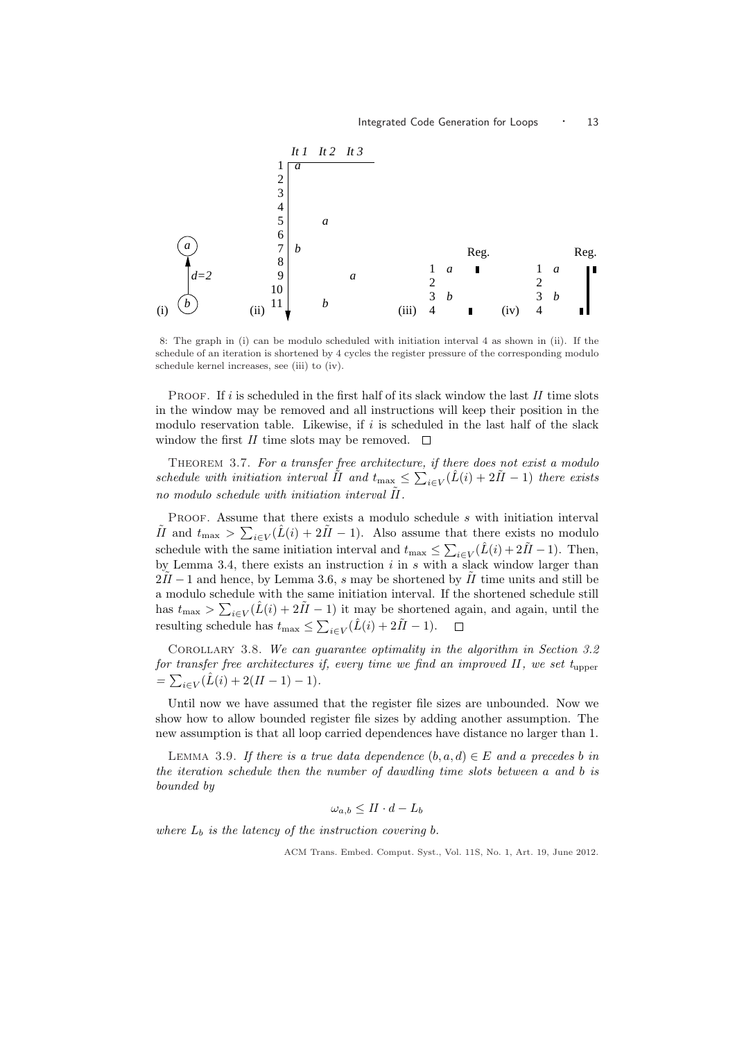8: The graph in (i) can be modulo scheduled with initiation interval 4 as shown in (ii). If the schedule of an iteration is shortened by 4 cycles the register pressure of the corresponding modulo schedule kernel increases, see (iii) to (iv).

PROOF. If $i$ is scheduled in the first half of its slack window the last $II$ time slots in the window may be removed and all instructions will keep their position in the modulo reservation table. Likewise, if $i$ is scheduled in the last half of the slack window the first $II$ time slots may be removed. □

THEOREM 3.7. *For a transfer free architecture, if there does not exist a modulo schedule with initiation interval $\tilde{II}$ and $t_{\max} \leq \sum_{i \in V}(\hat{L}(i) + 2\tilde{II} - 1)$ there exists no modulo schedule with initiation interval $\tilde{II}$.*

PROOF. Assume that there exists a modulo schedule $s$ with initiation interval $\tilde{II}$ and $t_{\max} > \sum_{i \in V}(\hat{L}(i) + 2\tilde{II} - 1)$. Also assume that there exists no modulo schedule with the same initiation interval and $t_{\max} \leq \sum_{i \in V}(\hat{L}(i) + 2\tilde{II} - 1)$. Then, by Lemma 3.4, there exists an instruction $i$ in $s$ with a slack window larger than $2\tilde{II} - 1$ and hence, by Lemma 3.6, $s$ may be shortened by $\tilde{II}$ time units and still be a modulo schedule with the same initiation interval. If the shortened schedule still has $t_{\max} > \sum_{i \in V}(\hat{L}(i) + 2\tilde{II} - 1)$ it may be shortened again, and again, until the resulting schedule has $t_{\max} \leq \sum_{i \in V}(\hat{L}(i) + 2\tilde{II} - 1)$. □

COROLLARY 3.8. *We can guarantee optimality in the algorithm in Section 3.2 for transfer free architectures if, every time we find an improved $II$, we set $t_{\text{upper}} = \sum_{i \in V}(\hat{L}(i) + 2(II - 1) - 1)$.*

Until now we have assumed that the register file sizes are unbounded. Now we show how to allow bounded register file sizes by adding another assumption. The new assumption is that all loop carried dependences have distance no larger than 1.

LEMMA 3.9. *If there is a true data dependence $(b, a, d) \in E$ and $a$ precedes $b$ in the iteration schedule then the number of dawdling time slots between $a$ and $b$ is bounded by*

$$\omega_{a,b} \leq II \cdot d - L_b$$

*where $L_b$ is the latency of the instruction covering $b$.*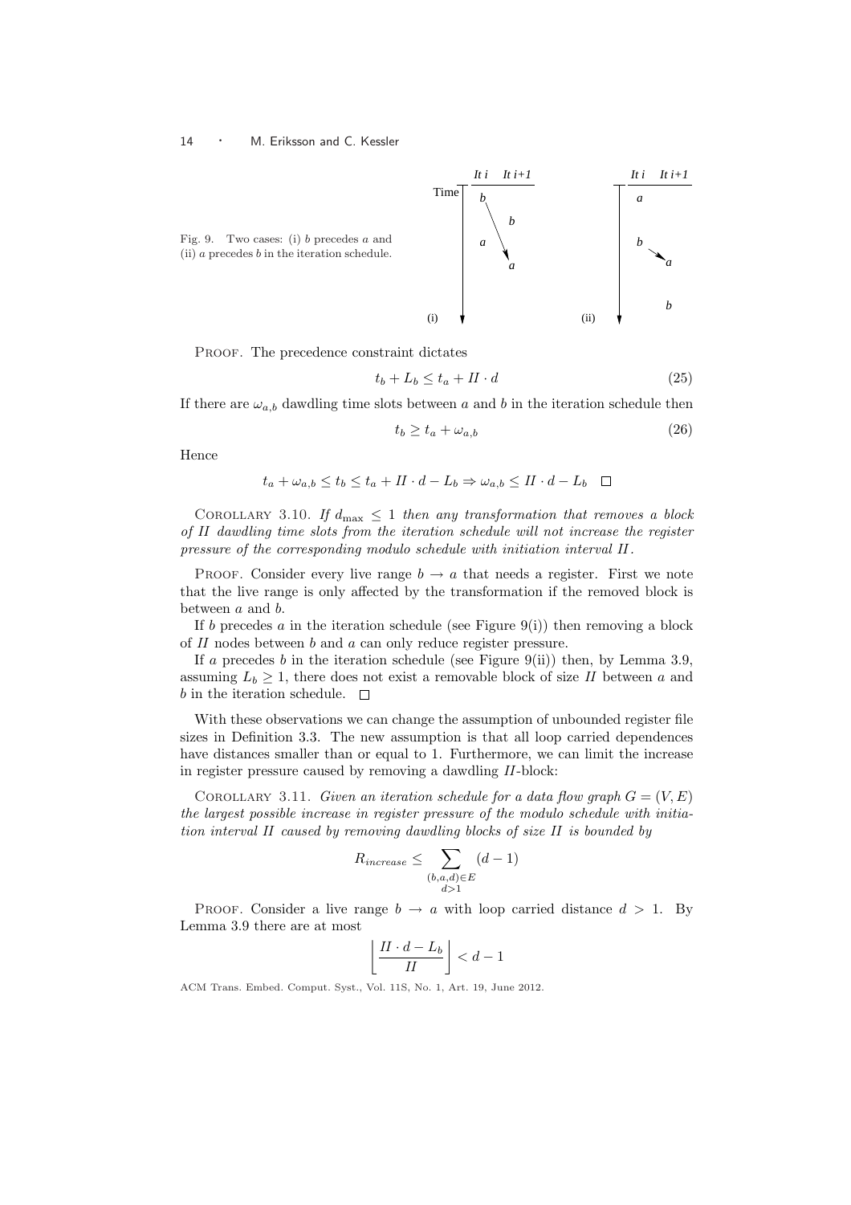Fig. 9. Two cases: (i) $b$ precedes $a$ and (ii) $a$ precedes $b$ in the iteration schedule.

PROOF. The precedence constraint dictates

$$t_b + L_b \leq t_a + II \cdot d \tag{25}$$

If there are $\omega_{a,b}$ dawdling time slots between $a$ and $b$ in the iteration schedule then

$$t_b \geq t_a + \omega_{a,b} \tag{26}$$

Hence

$$t_a + \omega_{a,b} \leq t_b \leq t_a + II \cdot d - L_b \Rightarrow \omega_{a,b} \leq II \cdot d - L_b \quad \square$$

COROLLARY 3.10. *If $d_{\max} \leq 1$ then any transformation that removes a block of $II$ dawdling time slots from the iteration schedule will not increase the register pressure of the corresponding modulo schedule with initiation interval $II$.*

PROOF. Consider every live range $b \rightarrow a$ that needs a register. First we note that the live range is only affected by the transformation if the removed block is between $a$ and $b$.

If $b$ precedes $a$ in the iteration schedule (see Figure 9(i)) then removing a block of $II$ nodes between $b$ and $a$ can only reduce register pressure.

If $a$ precedes $b$ in the iteration schedule (see Figure 9(ii)) then, by Lemma 3.9, assuming $L_b \geq 1$, there does not exist a removable block of size $II$ between $a$ and $b$ in the iteration schedule. $\square$

With these observations we can change the assumption of unbounded register file sizes in Definition 3.3. The new assumption is that all loop carried dependences have distances smaller than or equal to 1. Furthermore, we can limit the increase in register pressure caused by removing a dawdling $II$-block:

COROLLARY 3.11. *Given an iteration schedule for a data flow graph $G = (V, E)$ the largest possible increase in register pressure of the modulo schedule with initiation interval $II$ caused by removing dawdling blocks of size $II$ is bounded by*

$$R_{increase} \leq \sum_{\substack{(b,a,d) \in E \\ d > 1}} (d - 1)$$

PROOF. Consider a live range $b \rightarrow a$ with loop carried distance $d > 1$. By Lemma 3.9 there are at most

$$\left\lfloor \frac{II \cdot d - L_b}{II} \right\rfloor < d - 1$$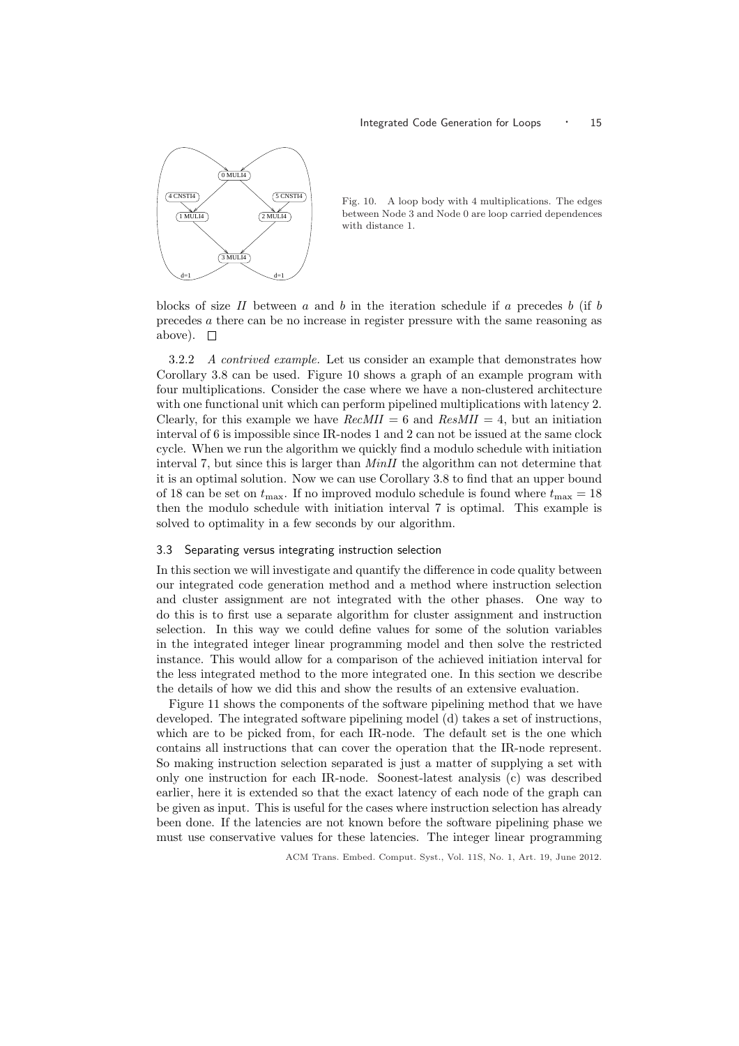Fig. 10. A loop body with 4 multiplications. The edges between Node 3 and Node 0 are loop carried dependences with distance 1.

blocks of size $II$ between $a$ and $b$ in the iteration schedule if $a$ precedes $b$ (if $b$ precedes $a$ there can be no increase in register pressure with the same reasoning as above). □

3.2.2 *A contrived example.* Let us consider an example that demonstrates how Corollary 3.8 can be used. Figure 10 shows a graph of an example program with four multiplications. Consider the case where we have a non-clustered architecture with one functional unit which can perform pipelined multiplications with latency 2. Clearly, for this example we have $RecMII = 6$ and $ResMII = 4$, but an initiation interval of 6 is impossible since IR-nodes 1 and 2 can not be issued at the same clock cycle. When we run the algorithm we quickly find a modulo schedule with initiation interval 7, but since this is larger than $MinII$ the algorithm can not determine that it is an optimal solution. Now we can use Corollary 3.8 to find that an upper bound of 18 can be set on $t_{\max}$. If no improved modulo schedule is found where $t_{\max} = 18$ then the modulo schedule with initiation interval 7 is optimal. This example is solved to optimality in a few seconds by our algorithm.

### 3.3 Separating versus integrating instruction selection

In this section we will investigate and quantify the difference in code quality between our integrated code generation method and a method where instruction selection and cluster assignment are not integrated with the other phases. One way to do this is to first use a separate algorithm for cluster assignment and instruction selection. In this way we could define values for some of the solution variables in the integrated integer linear programming model and then solve the restricted instance. This would allow for a comparison of the achieved initiation interval for the less integrated method to the more integrated one. In this section we describe the details of how we did this and show the results of an extensive evaluation.

Figure 11 shows the components of the software pipelining method that we have developed. The integrated software pipelining model (d) takes a set of instructions, which are to be picked from, for each IR-node. The default set is the one which contains all instructions that can cover the operation that the IR-node represent. So making instruction selection separated is just a matter of supplying a set with only one instruction for each IR-node. Soonest-latest analysis (c) was described earlier, here it is extended so that the exact latency of each node of the graph can be given as input. This is useful for the cases where instruction selection has already been done. If the latencies are not known before the software pipelining phase we must use conservative values for these latencies. The integer linear programming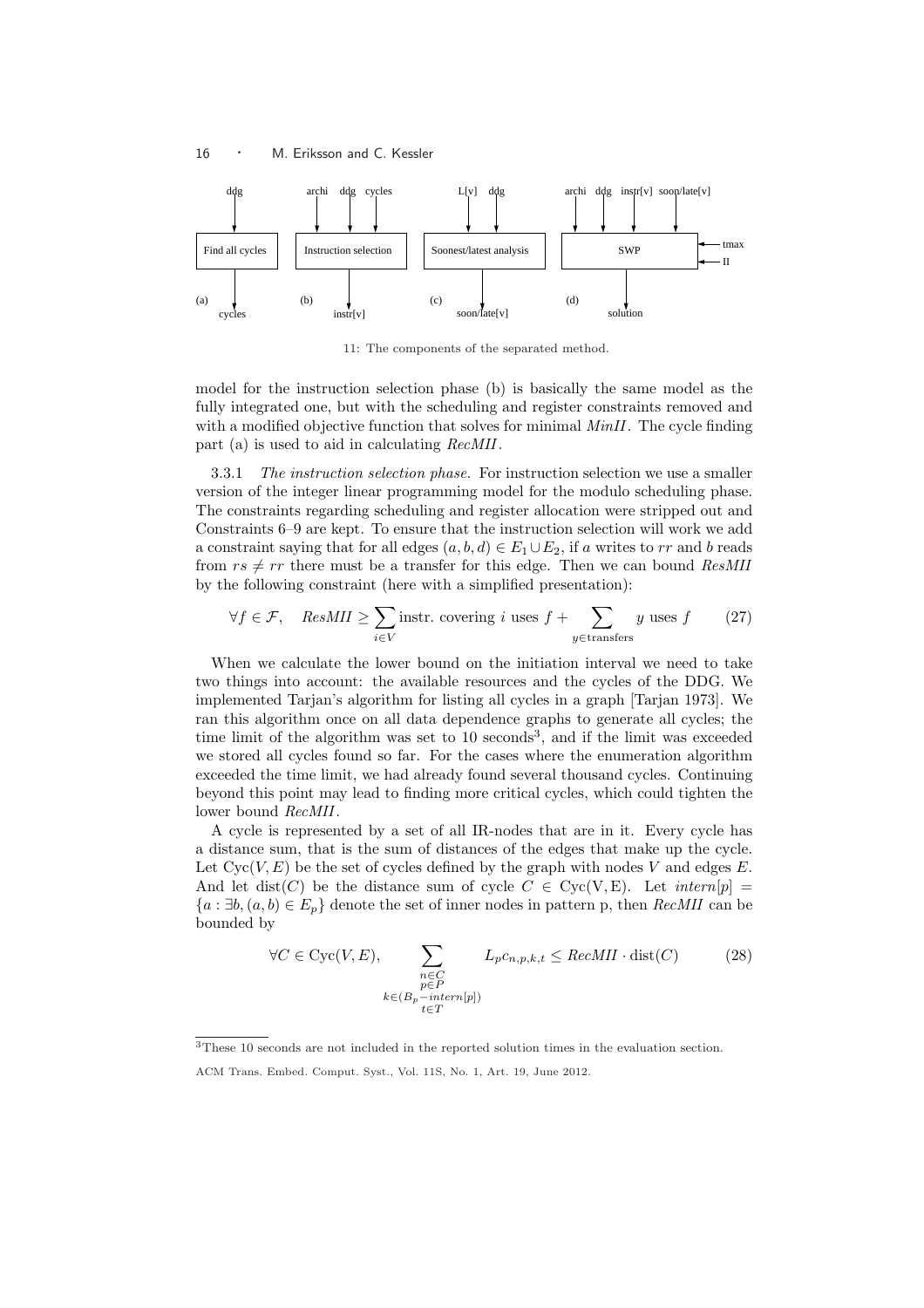Find all cycles | Instruction selection | Soonest/latest analysis | SWP

(a) ddg → Find all cycles → cycles

(b) archi, ddg, cycles → Instruction selection → instr[v]

(c) L[v], ddg → Soonest/latest analysis → soon/late[v]

(d) archi, ddg, instr[v], soon/late[v], tmax, II → SWP → solution

11: The components of the separated method.

model for the instruction selection phase (b) is basically the same model as the fully integrated one, but with the scheduling and register constraints removed and with a modified objective function that solves for minimal *MinII*. The cycle finding part (a) is used to aid in calculating *RecMII*.

3.3.1 *The instruction selection phase.* For instruction selection we use a smaller version of the integer linear programming model for the modulo scheduling phase. The constraints regarding scheduling and register allocation were stripped out and Constraints 6–9 are kept. To ensure that the instruction selection will work we add a constraint saying that for all edges $(a, b, d) \in E_1 \cup E_2$, if $a$ writes to $rr$ and $b$ reads from $rs \neq rr$ there must be a transfer for this edge. Then we can bound *ResMII* by the following constraint (here with a simplified presentation):

$$\forall f \in \mathcal{F}, \quad ResMII \geq \sum_{i \in V} \text{instr. covering } i \text{ uses } f + \sum_{y \in \text{transfers}} y \text{ uses } f \qquad (27)$$

When we calculate the lower bound on the initiation interval we need to take two things into account: the available resources and the cycles of the DDG. We implemented Tarjan's algorithm for listing all cycles in a graph [Tarjan 1973]. We ran this algorithm once on all data dependence graphs to generate all cycles; the time limit of the algorithm was set to 10 seconds[3], and if the limit was exceeded we stored all cycles found so far. For the cases where the enumeration algorithm exceeded the time limit, we had already found several thousand cycles. Continuing beyond this point may lead to finding more critical cycles, which could tighten the lower bound *RecMII*.

A cycle is represented by a set of all IR-nodes that are in it. Every cycle has a distance sum, that is the sum of distances of the edges that make up the cycle. Let $\text{Cyc}(V, E)$ be the set of cycles defined by the graph with nodes $V$ and edges $E$. And let $\text{dist}(C)$ be the distance sum of cycle $C \in \text{Cyc}(V, E)$. Let $intern[p] = \{a : \exists b, (a, b) \in E_p\}$ denote the set of inner nodes in pattern p, then *RecMII* can be bounded by

$$\forall C \in \text{Cyc}(V, E), \quad \sum_{\substack{n \in C \\ p \in P \\ k \in (B_p - intern[p]) \\ t \in T}} L_p c_{n,p,k,t} \leq RecMII \cdot \text{dist}(C) \qquad (28)$$

[3]These 10 seconds are not included in the reported solution times in the evaluation section.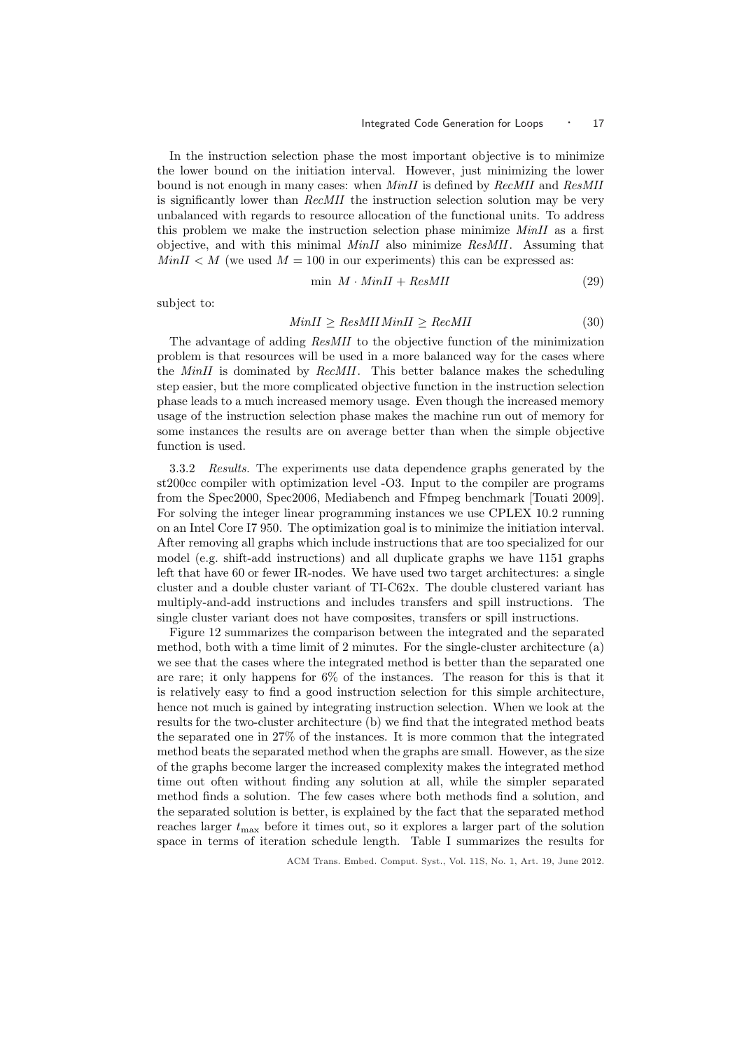In the instruction selection phase the most important objective is to minimize the lower bound on the initiation interval. However, just minimizing the lower bound is not enough in many cases: when *MinII* is defined by *RecMII* and *ResMII* is significantly lower than *RecMII* the instruction selection solution may be very unbalanced with regards to resource allocation of the functional units. To address this problem we make the instruction selection phase minimize *MinII* as a first objective, and with this minimal *MinII* also minimize *ResMII*. Assuming that $MinII < M$ (we used $M = 100$ in our experiments) this can be expressed as:

$$\min \; M \cdot MinII + ResMII \tag{29}$$

subject to:

$$MinII \geq ResMII \, MinII \geq RecMII \tag{30}$$

The advantage of adding *ResMII* to the objective function of the minimization problem is that resources will be used in a more balanced way for the cases where the *MinII* is dominated by *RecMII*. This better balance makes the scheduling step easier, but the more complicated objective function in the instruction selection phase leads to a much increased memory usage. Even though the increased memory usage of the instruction selection phase makes the machine run out of memory for some instances the results are on average better than when the simple objective function is used.

3.3.2 *Results.* The experiments use data dependence graphs generated by the st200cc compiler with optimization level -O3. Input to the compiler are programs from the Spec2000, Spec2006, Mediabench and Ffmpeg benchmark [Touati 2009]. For solving the integer linear programming instances we use CPLEX 10.2 running on an Intel Core I7 950. The optimization goal is to minimize the initiation interval. After removing all graphs which include instructions that are too specialized for our model (e.g. shift-add instructions) and all duplicate graphs we have 1151 graphs left that have 60 or fewer IR-nodes. We have used two target architectures: a single cluster and a double cluster variant of TI-C62x. The double clustered variant has multiply-and-add instructions and includes transfers and spill instructions. The single cluster variant does not have composites, transfers or spill instructions.

Figure 12 summarizes the comparison between the integrated and the separated method, both with a time limit of 2 minutes. For the single-cluster architecture (a) we see that the cases where the integrated method is better than the separated one are rare; it only happens for 6% of the instances. The reason for this is that it is relatively easy to find a good instruction selection for this simple architecture, hence not much is gained by integrating instruction selection. When we look at the results for the two-cluster architecture (b) we find that the integrated method beats the separated one in 27% of the instances. It is more common that the integrated method beats the separated method when the graphs are small. However, as the size of the graphs become larger the increased complexity makes the integrated method time out often without finding any solution at all, while the simpler separated method finds a solution. The few cases where both methods find a solution, and the separated solution is better, is explained by the fact that the separated method reaches larger $t_{\max}$ before it times out, so it explores a larger part of the solution space in terms of iteration schedule length. Table I summarizes the results for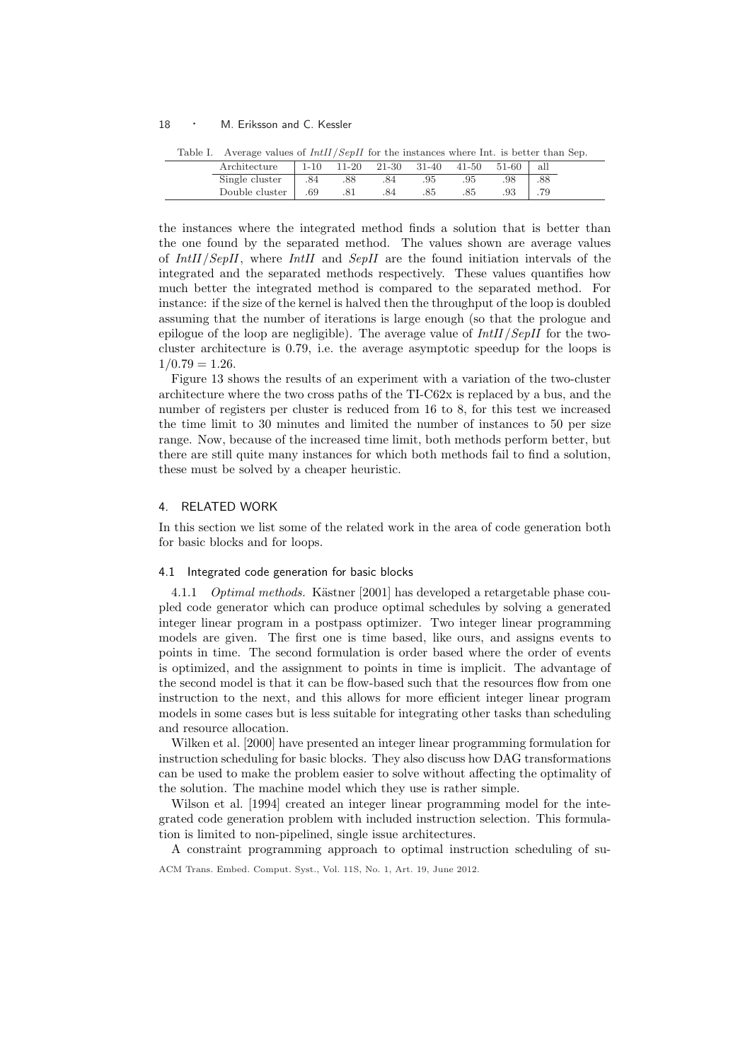Table I. Average values of *IntII*/*SepII* for the instances where Int. is better than Sep.

| Architecture | 1-10 | 11-20 | 21-30 | 31-40 | 41-50 | 51-60 | all |
|---|---|---|---|---|---|---|---|
| Single cluster | .84 | .88 | .84 | .95 | .95 | .98 | .88 |
| Double cluster | .69 | .81 | .84 | .85 | .85 | .93 | .79 |

the instances where the integrated method finds a solution that is better than the one found by the separated method. The values shown are average values of *IntII*/*SepII*, where *IntII* and *SepII* are the found initiation intervals of the integrated and the separated methods respectively. These values quantifies how much better the integrated method is compared to the separated method. For instance: if the size of the kernel is halved then the throughput of the loop is doubled assuming that the number of iterations is large enough (so that the prologue and epilogue of the loop are negligible). The average value of *IntII*/*SepII* for the two-cluster architecture is 0.79, i.e. the average asymptotic speedup for the loops is $1/0.79 = 1.26$.

Figure 13 shows the results of an experiment with a variation of the two-cluster architecture where the two cross paths of the TI-C62x is replaced by a bus, and the number of registers per cluster is reduced from 16 to 8, for this test we increased the time limit to 30 minutes and limited the number of instances to 50 per size range. Now, because of the increased time limit, both methods perform better, but there are still quite many instances for which both methods fail to find a solution, these must be solved by a cheaper heuristic.

## 4. RELATED WORK

In this section we list some of the related work in the area of code generation both for basic blocks and for loops.

### 4.1 Integrated code generation for basic blocks

4.1.1 *Optimal methods.* Kästner [2001] has developed a retargetable phase coupled code generator which can produce optimal schedules by solving a generated integer linear program in a postpass optimizer. Two integer linear programming models are given. The first one is time based, like ours, and assigns events to points in time. The second formulation is order based where the order of events is optimized, and the assignment to points in time is implicit. The advantage of the second model is that it can be flow-based such that the resources flow from one instruction to the next, and this allows for more efficient integer linear program models in some cases but is less suitable for integrating other tasks than scheduling and resource allocation.

Wilken et al. [2000] have presented an integer linear programming formulation for instruction scheduling for basic blocks. They also discuss how DAG transformations can be used to make the problem easier to solve without affecting the optimality of the solution. The machine model which they use is rather simple.

Wilson et al. [1994] created an integer linear programming model for the integrated code generation problem with included instruction selection. This formulation is limited to non-pipelined, single issue architectures.

A constraint programming approach to optimal instruction scheduling of su-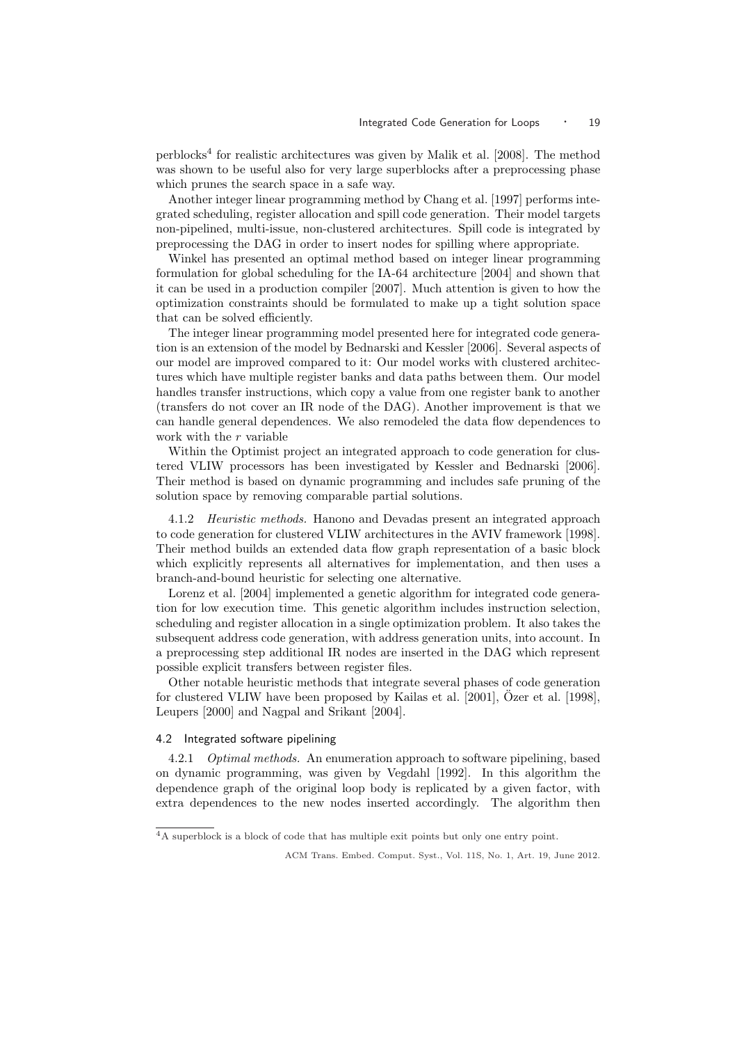perblocks[4] for realistic architectures was given by Malik et al. [2008]. The method was shown to be useful also for very large superblocks after a preprocessing phase which prunes the search space in a safe way.

Another integer linear programming method by Chang et al. [1997] performs integrated scheduling, register allocation and spill code generation. Their model targets non-pipelined, multi-issue, non-clustered architectures. Spill code is integrated by preprocessing the DAG in order to insert nodes for spilling where appropriate.

Winkel has presented an optimal method based on integer linear programming formulation for global scheduling for the IA-64 architecture [2004] and shown that it can be used in a production compiler [2007]. Much attention is given to how the optimization constraints should be formulated to make up a tight solution space that can be solved efficiently.

The integer linear programming model presented here for integrated code generation is an extension of the model by Bednarski and Kessler [2006]. Several aspects of our model are improved compared to it: Our model works with clustered architectures which have multiple register banks and data paths between them. Our model handles transfer instructions, which copy a value from one register bank to another (transfers do not cover an IR node of the DAG). Another improvement is that we can handle general dependences. We also remodeled the data flow dependences to work with the $r$ variable

Within the Optimist project an integrated approach to code generation for clustered VLIW processors has been investigated by Kessler and Bednarski [2006]. Their method is based on dynamic programming and includes safe pruning of the solution space by removing comparable partial solutions.

4.1.2 *Heuristic methods.* Hanono and Devadas present an integrated approach to code generation for clustered VLIW architectures in the AVIV framework [1998]. Their method builds an extended data flow graph representation of a basic block which explicitly represents all alternatives for implementation, and then uses a branch-and-bound heuristic for selecting one alternative.

Lorenz et al. [2004] implemented a genetic algorithm for integrated code generation for low execution time. This genetic algorithm includes instruction selection, scheduling and register allocation in a single optimization problem. It also takes the subsequent address code generation, with address generation units, into account. In a preprocessing step additional IR nodes are inserted in the DAG which represent possible explicit transfers between register files.

Other notable heuristic methods that integrate several phases of code generation for clustered VLIW have been proposed by Kailas et al. [2001], Özer et al. [1998], Leupers [2000] and Nagpal and Srikant [2004].

### 4.2 Integrated software pipelining

4.2.1 *Optimal methods.* An enumeration approach to software pipelining, based on dynamic programming, was given by Vegdahl [1992]. In this algorithm the dependence graph of the original loop body is replicated by a given factor, with extra dependences to the new nodes inserted accordingly. The algorithm then

[4] A superblock is a block of code that has multiple exit points but only one entry point.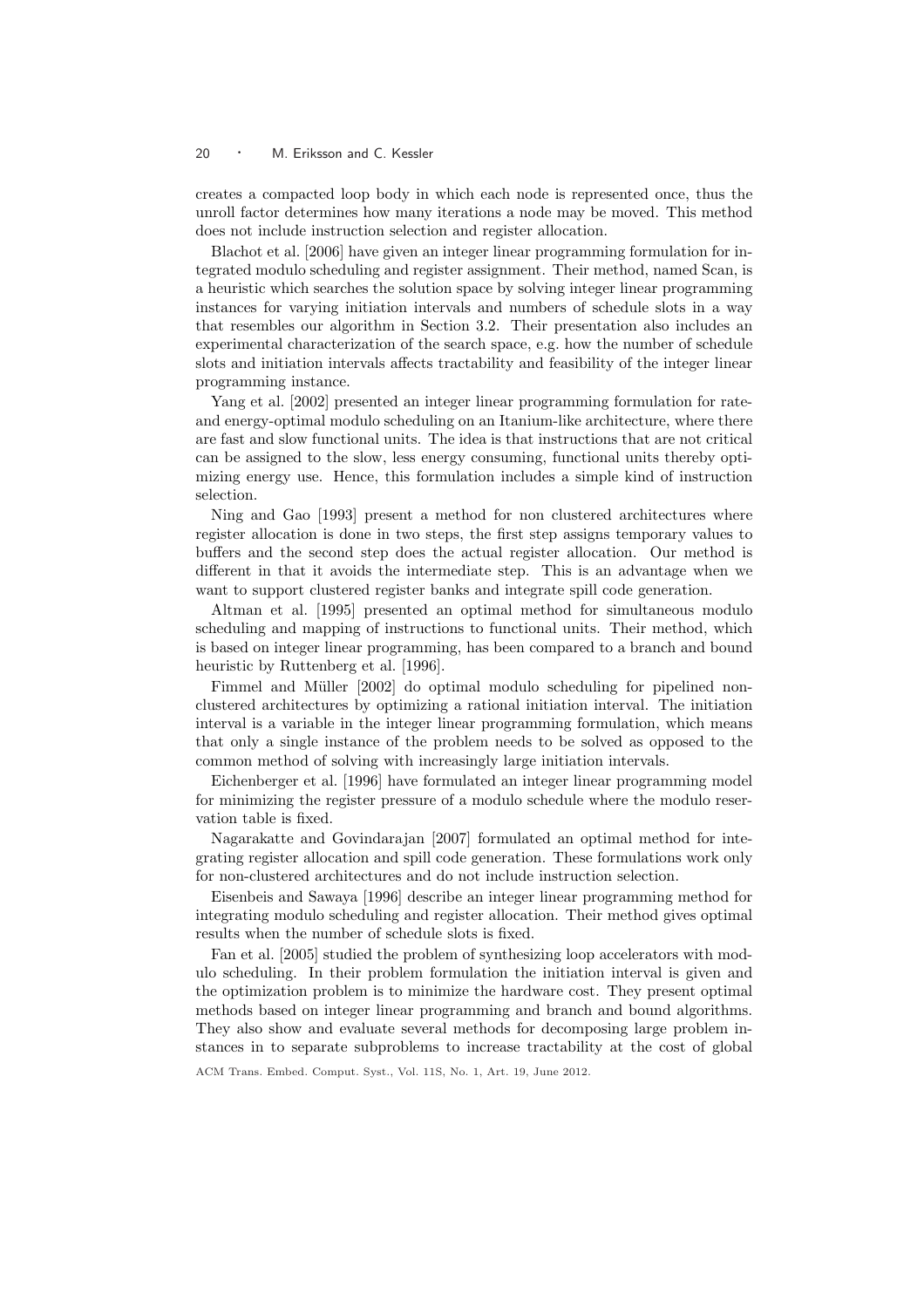creates a compacted loop body in which each node is represented once, thus the unroll factor determines how many iterations a node may be moved. This method does not include instruction selection and register allocation.

Blachot et al. [2006] have given an integer linear programming formulation for integrated modulo scheduling and register assignment. Their method, named Scan, is a heuristic which searches the solution space by solving integer linear programming instances for varying initiation intervals and numbers of schedule slots in a way that resembles our algorithm in Section 3.2. Their presentation also includes an experimental characterization of the search space, e.g. how the number of schedule slots and initiation intervals affects tractability and feasibility of the integer linear programming instance.

Yang et al. [2002] presented an integer linear programming formulation for rate- and energy-optimal modulo scheduling on an Itanium-like architecture, where there are fast and slow functional units. The idea is that instructions that are not critical can be assigned to the slow, less energy consuming, functional units thereby optimizing energy use. Hence, this formulation includes a simple kind of instruction selection.

Ning and Gao [1993] present a method for non clustered architectures where register allocation is done in two steps, the first step assigns temporary values to buffers and the second step does the actual register allocation. Our method is different in that it avoids the intermediate step. This is an advantage when we want to support clustered register banks and integrate spill code generation.

Altman et al. [1995] presented an optimal method for simultaneous modulo scheduling and mapping of instructions to functional units. Their method, which is based on integer linear programming, has been compared to a branch and bound heuristic by Ruttenberg et al. [1996].

Fimmel and Müller [2002] do optimal modulo scheduling for pipelined non-clustered architectures by optimizing a rational initiation interval. The initiation interval is a variable in the integer linear programming formulation, which means that only a single instance of the problem needs to be solved as opposed to the common method of solving with increasingly large initiation intervals.

Eichenberger et al. [1996] have formulated an integer linear programming model for minimizing the register pressure of a modulo schedule where the modulo reservation table is fixed.

Nagarakatte and Govindarajan [2007] formulated an optimal method for integrating register allocation and spill code generation. These formulations work only for non-clustered architectures and do not include instruction selection.

Eisenbeis and Sawaya [1996] describe an integer linear programming method for integrating modulo scheduling and register allocation. Their method gives optimal results when the number of schedule slots is fixed.

Fan et al. [2005] studied the problem of synthesizing loop accelerators with modulo scheduling. In their problem formulation the initiation interval is given and the optimization problem is to minimize the hardware cost. They present optimal methods based on integer linear programming and branch and bound algorithms. They also show and evaluate several methods for decomposing large problem instances in to separate subproblems to increase tractability at the cost of global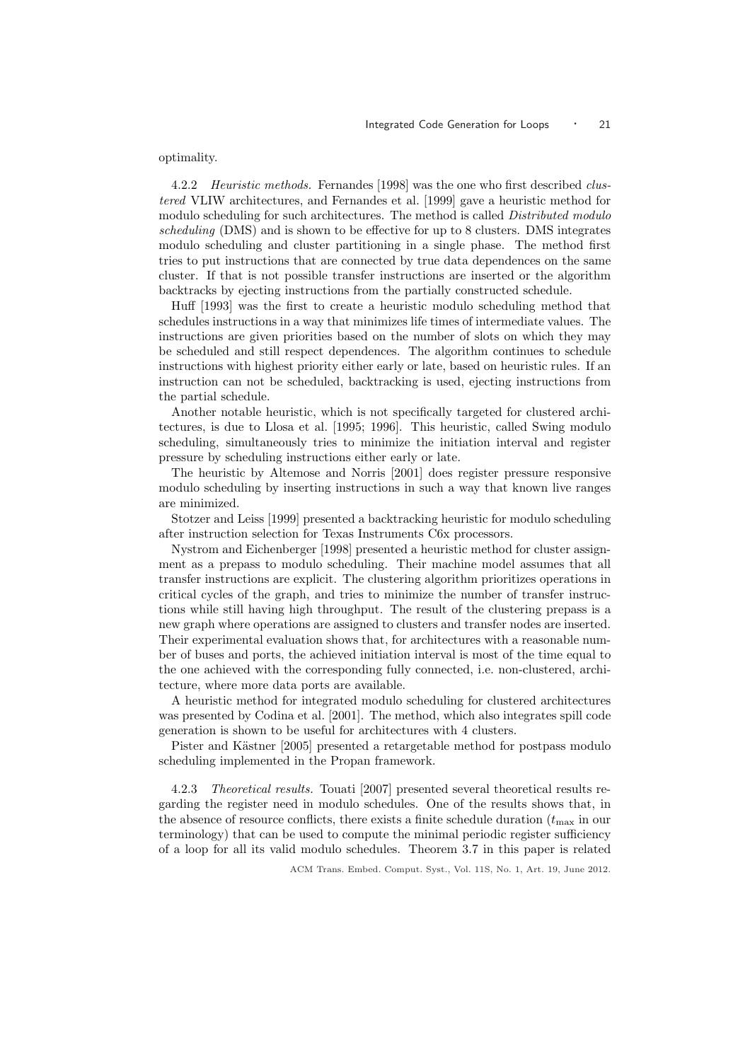optimality.

#### 4.2.2 *Heuristic methods.*

Fernandes [1998] was the one who first described *clustered* VLIW architectures, and Fernandes et al. [1999] gave a heuristic method for modulo scheduling for such architectures. The method is called *Distributed modulo scheduling* (DMS) and is shown to be effective for up to 8 clusters. DMS integrates modulo scheduling and cluster partitioning in a single phase. The method first tries to put instructions that are connected by true data dependences on the same cluster. If that is not possible transfer instructions are inserted or the algorithm backtracks by ejecting instructions from the partially constructed schedule.

Huff [1993] was the first to create a heuristic modulo scheduling method that schedules instructions in a way that minimizes life times of intermediate values. The instructions are given priorities based on the number of slots on which they may be scheduled and still respect dependences. The algorithm continues to schedule instructions with highest priority either early or late, based on heuristic rules. If an instruction can not be scheduled, backtracking is used, ejecting instructions from the partial schedule.

Another notable heuristic, which is not specifically targeted for clustered architectures, is due to Llosa et al. [1995; 1996]. This heuristic, called Swing modulo scheduling, simultaneously tries to minimize the initiation interval and register pressure by scheduling instructions either early or late.

The heuristic by Altemose and Norris [2001] does register pressure responsive modulo scheduling by inserting instructions in such a way that known live ranges are minimized.

Stotzer and Leiss [1999] presented a backtracking heuristic for modulo scheduling after instruction selection for Texas Instruments C6x processors.

Nystrom and Eichenberger [1998] presented a heuristic method for cluster assignment as a prepass to modulo scheduling. Their machine model assumes that all transfer instructions are explicit. The clustering algorithm prioritizes operations in critical cycles of the graph, and tries to minimize the number of transfer instructions while still having high throughput. The result of the clustering prepass is a new graph where operations are assigned to clusters and transfer nodes are inserted. Their experimental evaluation shows that, for architectures with a reasonable number of buses and ports, the achieved initiation interval is most of the time equal to the one achieved with the corresponding fully connected, i.e. non-clustered, architecture, where more data ports are available.

A heuristic method for integrated modulo scheduling for clustered architectures was presented by Codina et al. [2001]. The method, which also integrates spill code generation is shown to be useful for architectures with 4 clusters.

Pister and Kästner [2005] presented a retargetable method for postpass modulo scheduling implemented in the Propan framework.

#### 4.2.3 *Theoretical results.*

Touati [2007] presented several theoretical results regarding the register need in modulo schedules. One of the results shows that, in the absence of resource conflicts, there exists a finite schedule duration ($t_{\max}$ in our terminology) that can be used to compute the minimal periodic register sufficiency of a loop for all its valid modulo schedules. Theorem 3.7 in this paper is related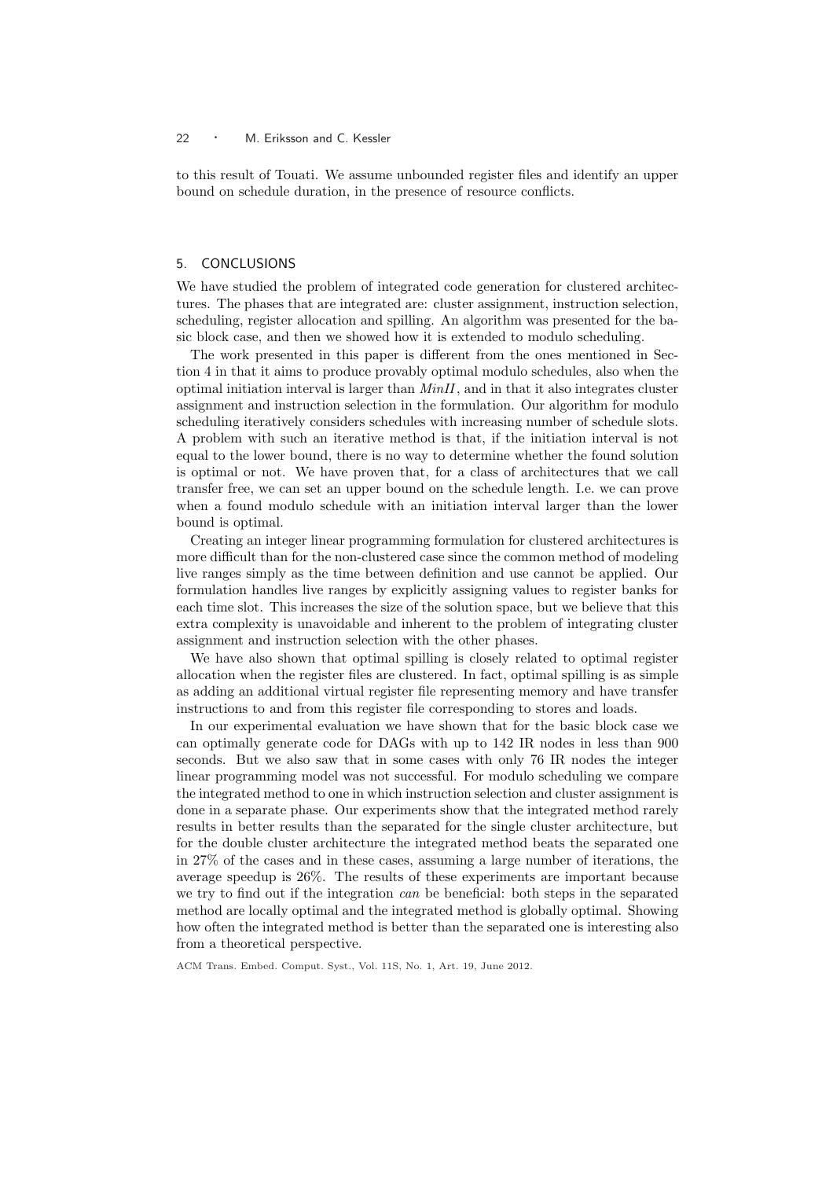to this result of Touati. We assume unbounded register files and identify an upper bound on schedule duration, in the presence of resource conflicts.

## 5. CONCLUSIONS

We have studied the problem of integrated code generation for clustered architectures. The phases that are integrated are: cluster assignment, instruction selection, scheduling, register allocation and spilling. An algorithm was presented for the basic block case, and then we showed how it is extended to modulo scheduling.

The work presented in this paper is different from the ones mentioned in Section 4 in that it aims to produce provably optimal modulo schedules, also when the optimal initiation interval is larger than *MinII*, and in that it also integrates cluster assignment and instruction selection in the formulation. Our algorithm for modulo scheduling iteratively considers schedules with increasing number of schedule slots. A problem with such an iterative method is that, if the initiation interval is not equal to the lower bound, there is no way to determine whether the found solution is optimal or not. We have proven that, for a class of architectures that we call transfer free, we can set an upper bound on the schedule length. I.e. we can prove when a found modulo schedule with an initiation interval larger than the lower bound is optimal.

Creating an integer linear programming formulation for clustered architectures is more difficult than for the non-clustered case since the common method of modeling live ranges simply as the time between definition and use cannot be applied. Our formulation handles live ranges by explicitly assigning values to register banks for each time slot. This increases the size of the solution space, but we believe that this extra complexity is unavoidable and inherent to the problem of integrating cluster assignment and instruction selection with the other phases.

We have also shown that optimal spilling is closely related to optimal register allocation when the register files are clustered. In fact, optimal spilling is as simple as adding an additional virtual register file representing memory and have transfer instructions to and from this register file corresponding to stores and loads.

In our experimental evaluation we have shown that for the basic block case we can optimally generate code for DAGs with up to 142 IR nodes in less than 900 seconds. But we also saw that in some cases with only 76 IR nodes the integer linear programming model was not successful. For modulo scheduling we compare the integrated method to one in which instruction selection and cluster assignment is done in a separate phase. Our experiments show that the integrated method rarely results in better results than the separated for the single cluster architecture, but for the double cluster architecture the integrated method beats the separated one in 27% of the cases and in these cases, assuming a large number of iterations, the average speedup is 26%. The results of these experiments are important because we try to find out if the integration *can* be beneficial: both steps in the separated method are locally optimal and the integrated method is globally optimal. Showing how often the integrated method is better than the separated one is interesting also from a theoretical perspective.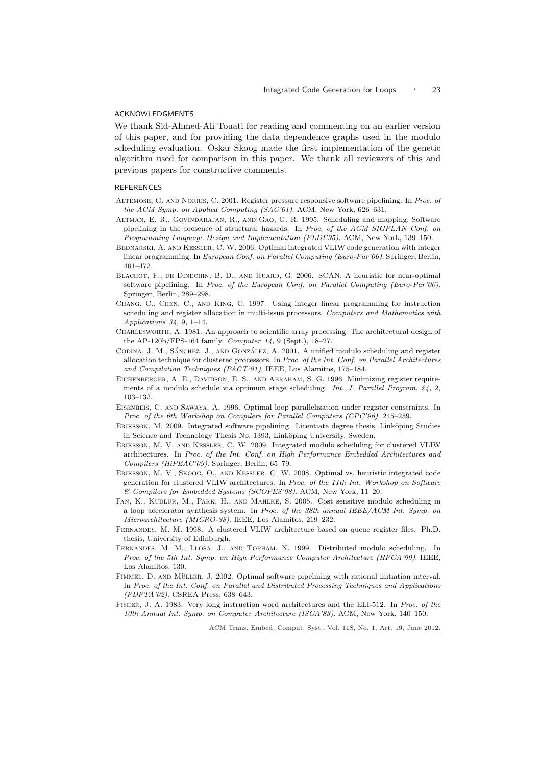## ACKNOWLEDGMENTS

We thank Sid-Ahmed-Ali Touati for reading and commenting on an earlier version of this paper, and for providing the data dependence graphs used in the modulo scheduling evaluation. Oskar Skoog made the first implementation of the genetic algorithm used for comparison in this paper. We thank all reviewers of this and previous papers for constructive comments.

## REFERENCES

Altemose, G. and Norris, C. 2001. Register pressure responsive software pipelining. In *Proc. of the ACM Symp. on Applied Computing (SAC'01)*. ACM, New York, 626–631.

Altman, E. R., Govindarajan, R., and Gao, G. R. 1995. Scheduling and mapping: Software pipelining in the presence of structural hazards. In *Proc. of the ACM SIGPLAN Conf. on Programming Language Design and Implementation (PLDI'95)*. ACM, New York, 139–150.

Bednarski, A. and Kessler, C. W. 2006. Optimal integrated VLIW code generation with integer linear programming. In *European Conf. on Parallel Computing (Euro-Par'06)*. Springer, Berlin, 461–472.

Blachot, F., de Dinechin, B. D., and Huard, G. 2006. SCAN: A heuristic for near-optimal software pipelining. In *Proc. of the European Conf. on Parallel Computing (Euro-Par'06)*. Springer, Berlin, 289–298.

Chang, C., Chen, C., and King, C. 1997. Using integer linear programming for instruction scheduling and register allocation in multi-issue processors. *Computers and Mathematics with Applications 34,* 9, 1–14.

Charlesworth, A. 1981. An approach to scientific array processing: The architectural design of the AP-120b/FPS-164 family. *Computer 14,* 9 (Sept.), 18–27.

Codina, J. M., Sánchez, J., and González, A. 2001. A unified modulo scheduling and register allocation technique for clustered processors. In *Proc. of the Int. Conf. on Parallel Architectures and Compilation Techniques (PACT'01)*. IEEE, Los Alamitos, 175–184.

Eichenberger, A. E., Davidson, E. S., and Abraham, S. G. 1996. Minimizing register requirements of a modulo schedule via optimum stage scheduling. *Int. J. Parallel Program. 24,* 2, 103–132.

Eisenbeis, C. and Sawaya, A. 1996. Optimal loop parallelization under register constraints. In *Proc. of the 6th Workshop on Compilers for Parallel Computers (CPC'96)*. 245–259.

Eriksson, M. 2009. Integrated software pipelining. Licentiate degree thesis, Linköping Studies in Science and Technology Thesis No. 1393, Linköping University, Sweden.

Eriksson, M. V. and Kessler, C. W. 2009. Integrated modulo scheduling for clustered VLIW architectures. In *Proc. of the Int. Conf. on High Performance Embedded Architectures and Compilers (HiPEAC'09)*. Springer, Berlin, 65–79.

Eriksson, M. V., Skoog, O., and Kessler, C. W. 2008. Optimal vs. heuristic integrated code generation for clustered VLIW architectures. In *Proc. of the 11th Int. Workshop on Software & Compilers for Embedded Systems (SCOPES'08)*. ACM, New York, 11–20.

Fan, K., Kudlur, M., Park, H., and Mahlke, S. 2005. Cost sensitive modulo scheduling in a loop accelerator synthesis system. In *Proc. of the 38th annual IEEE/ACM Int. Symp. on Microarchitecture (MICRO-38)*. IEEE, Los Alamitos, 219–232.

Fernandes, M. M. 1998. A clustered VLIW architecture based on queue register files. Ph.D. thesis, University of Edinburgh.

Fernandes, M. M., Llosa, J., and Topham, N. 1999. Distributed modulo scheduling. In *Proc. of the 5th Int. Symp. on High Performance Computer Architecture (HPCA'99)*. IEEE, Los Alamitos, 130.

Fimmel, D. and Müller, J. 2002. Optimal software pipelining with rational initiation interval. In *Proc. of the Int. Conf. on Parallel and Distributed Processing Techniques and Applications (PDPTA'02)*. CSREA Press, 638–643.

Fisher, J. A. 1983. Very long instruction word architectures and the ELI-512. In *Proc. of the 10th Annual Int. Symp. on Computer Architecture (ISCA'83)*. ACM, New York, 140–150.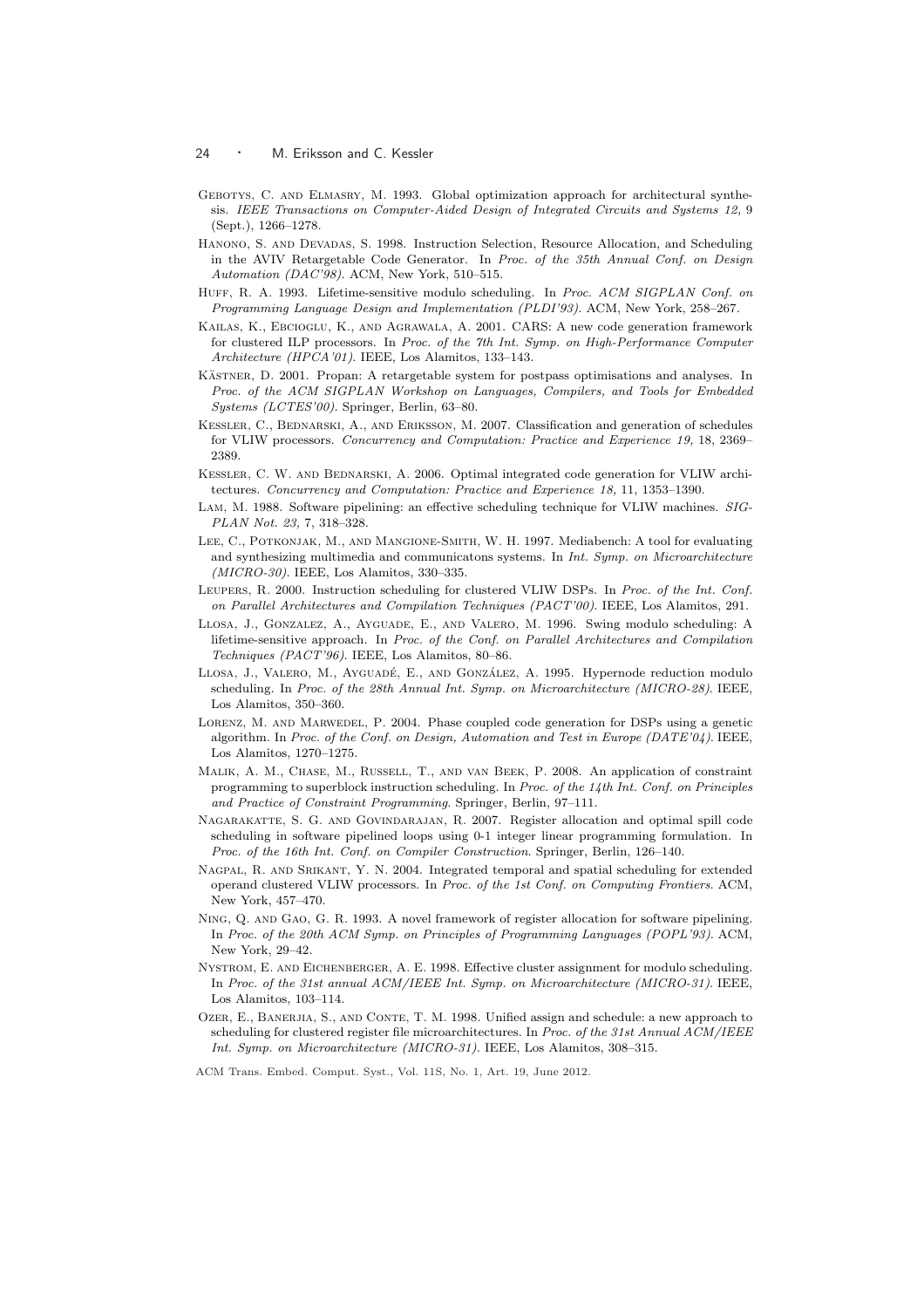Gebotys, C. and Elmasry, M. 1993. Global optimization approach for architectural synthesis. *IEEE Transactions on Computer-Aided Design of Integrated Circuits and Systems 12,* 9 (Sept.), 1266–1278.

Hanono, S. and Devadas, S. 1998. Instruction Selection, Resource Allocation, and Scheduling in the AVIV Retargetable Code Generator. In *Proc. of the 35th Annual Conf. on Design Automation (DAC'98)*. ACM, New York, 510–515.

Huff, R. A. 1993. Lifetime-sensitive modulo scheduling. In *Proc. ACM SIGPLAN Conf. on Programming Language Design and Implementation (PLDI'93)*. ACM, New York, 258–267.

Kailas, K., Ebcioglu, K., and Agrawala, A. 2001. CARS: A new code generation framework for clustered ILP processors. In *Proc. of the 7th Int. Symp. on High-Performance Computer Architecture (HPCA'01)*. IEEE, Los Alamitos, 133–143.

Kästner, D. 2001. Propan: A retargetable system for postpass optimisations and analyses. In *Proc. of the ACM SIGPLAN Workshop on Languages, Compilers, and Tools for Embedded Systems (LCTES'00)*. Springer, Berlin, 63–80.

Kessler, C., Bednarski, A., and Eriksson, M. 2007. Classification and generation of schedules for VLIW processors. *Concurrency and Computation: Practice and Experience 19,* 18, 2369–2389.

Kessler, C. W. and Bednarski, A. 2006. Optimal integrated code generation for VLIW architectures. *Concurrency and Computation: Practice and Experience 18,* 11, 1353–1390.

Lam, M. 1988. Software pipelining: an effective scheduling technique for VLIW machines. *SIGPLAN Not. 23,* 7, 318–328.

Lee, C., Potkonjak, M., and Mangione-Smith, W. H. 1997. Mediabench: A tool for evaluating and synthesizing multimedia and communicatons systems. In *Int. Symp. on Microarchitecture (MICRO-30)*. IEEE, Los Alamitos, 330–335.

Leupers, R. 2000. Instruction scheduling for clustered VLIW DSPs. In *Proc. of the Int. Conf. on Parallel Architectures and Compilation Techniques (PACT'00)*. IEEE, Los Alamitos, 291.

Llosa, J., Gonzalez, A., Ayguade, E., and Valero, M. 1996. Swing modulo scheduling: A lifetime-sensitive approach. In *Proc. of the Conf. on Parallel Architectures and Compilation Techniques (PACT'96)*. IEEE, Los Alamitos, 80–86.

Llosa, J., Valero, M., Ayguadé, E., and González, A. 1995. Hypernode reduction modulo scheduling. In *Proc. of the 28th Annual Int. Symp. on Microarchitecture (MICRO-28)*. IEEE, Los Alamitos, 350–360.

Lorenz, M. and Marwedel, P. 2004. Phase coupled code generation for DSPs using a genetic algorithm. In *Proc. of the Conf. on Design, Automation and Test in Europe (DATE'04)*. IEEE, Los Alamitos, 1270–1275.

Malik, A. M., Chase, M., Russell, T., and van Beek, P. 2008. An application of constraint programming to superblock instruction scheduling. In *Proc. of the 14th Int. Conf. on Principles and Practice of Constraint Programming*. Springer, Berlin, 97–111.

Nagarakatte, S. G. and Govindarajan, R. 2007. Register allocation and optimal spill code scheduling in software pipelined loops using 0-1 integer linear programming formulation. In *Proc. of the 16th Int. Conf. on Compiler Construction*. Springer, Berlin, 126–140.

Nagpal, R. and Srikant, Y. N. 2004. Integrated temporal and spatial scheduling for extended operand clustered VLIW processors. In *Proc. of the 1st Conf. on Computing Frontiers*. ACM, New York, 457–470.

Ning, Q. and Gao, G. R. 1993. A novel framework of register allocation for software pipelining. In *Proc. of the 20th ACM Symp. on Principles of Programming Languages (POPL'93)*. ACM, New York, 29–42.

Nystrom, E. and Eichenberger, A. E. 1998. Effective cluster assignment for modulo scheduling. In *Proc. of the 31st annual ACM/IEEE Int. Symp. on Microarchitecture (MICRO-31)*. IEEE, Los Alamitos, 103–114.

Ozer, E., Banerjia, S., and Conte, T. M. 1998. Unified assign and schedule: a new approach to scheduling for clustered register file microarchitectures. In *Proc. of the 31st Annual ACM/IEEE Int. Symp. on Microarchitecture (MICRO-31)*. IEEE, Los Alamitos, 308–315.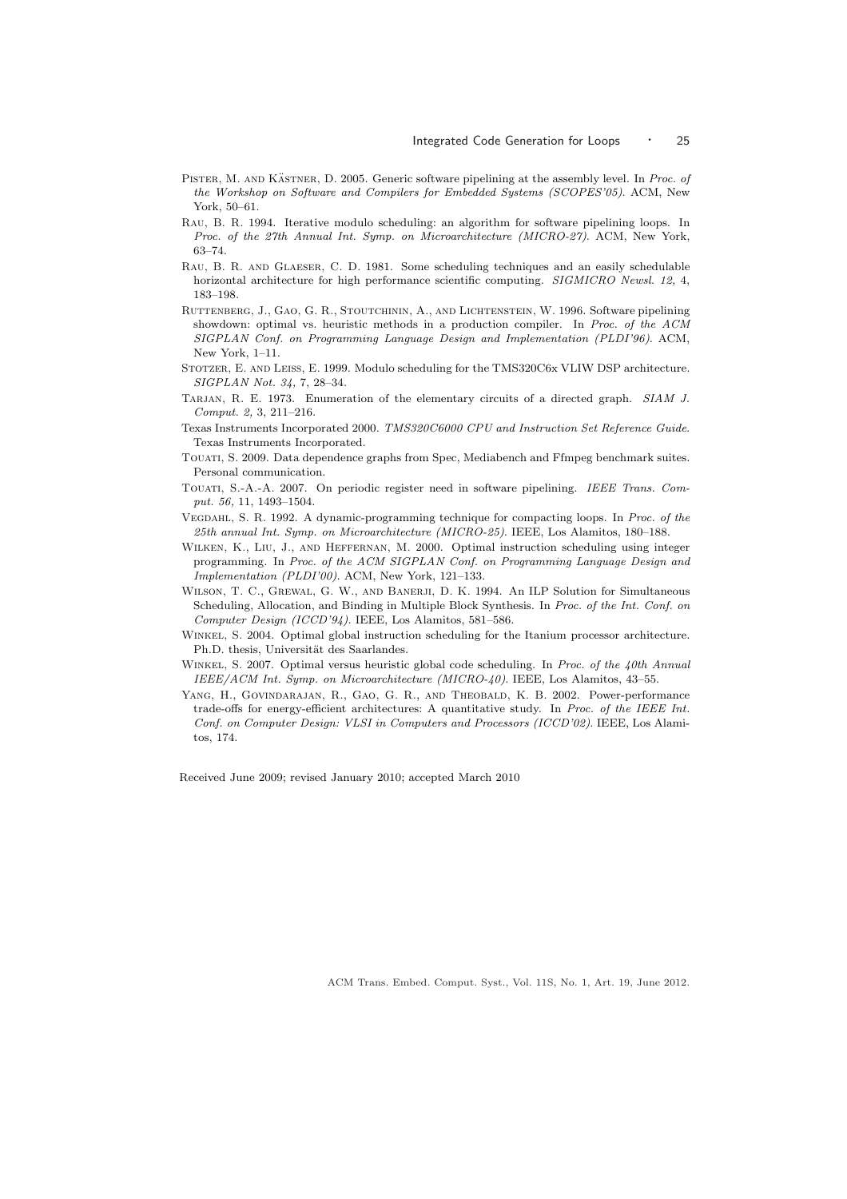Pister, M. and Kästner, D. 2005. Generic software pipelining at the assembly level. In *Proc. of the Workshop on Software and Compilers for Embedded Systems (SCOPES'05)*. ACM, New York, 50–61.

Rau, B. R. 1994. Iterative modulo scheduling: an algorithm for software pipelining loops. In *Proc. of the 27th Annual Int. Symp. on Microarchitecture (MICRO-27)*. ACM, New York, 63–74.

Rau, B. R. and Glaeser, C. D. 1981. Some scheduling techniques and an easily schedulable horizontal architecture for high performance scientific computing. *SIGMICRO Newsl. 12,* 4, 183–198.

Ruttenberg, J., Gao, G. R., Stoutchinin, A., and Lichtenstein, W. 1996. Software pipelining showdown: optimal vs. heuristic methods in a production compiler. In *Proc. of the ACM SIGPLAN Conf. on Programming Language Design and Implementation (PLDI'96)*. ACM, New York, 1–11.

Stotzer, E. and Leiss, E. 1999. Modulo scheduling for the TMS320C6x VLIW DSP architecture. *SIGPLAN Not. 34,* 7, 28–34.

Tarjan, R. E. 1973. Enumeration of the elementary circuits of a directed graph. *SIAM J. Comput. 2,* 3, 211–216.

Texas Instruments Incorporated 2000. *TMS320C6000 CPU and Instruction Set Reference Guide*. Texas Instruments Incorporated.

Touati, S. 2009. Data dependence graphs from Spec, Mediabench and Ffmpeg benchmark suites. Personal communication.

Touati, S.-A.-A. 2007. On periodic register need in software pipelining. *IEEE Trans. Comput. 56,* 11, 1493–1504.

Vegdahl, S. R. 1992. A dynamic-programming technique for compacting loops. In *Proc. of the 25th annual Int. Symp. on Microarchitecture (MICRO-25)*. IEEE, Los Alamitos, 180–188.

Wilken, K., Liu, J., and Heffernan, M. 2000. Optimal instruction scheduling using integer programming. In *Proc. of the ACM SIGPLAN Conf. on Programming Language Design and Implementation (PLDI'00)*. ACM, New York, 121–133.

Wilson, T. C., Grewal, G. W., and Banerji, D. K. 1994. An ILP Solution for Simultaneous Scheduling, Allocation, and Binding in Multiple Block Synthesis. In *Proc. of the Int. Conf. on Computer Design (ICCD'94)*. IEEE, Los Alamitos, 581–586.

Winkel, S. 2004. Optimal global instruction scheduling for the Itanium processor architecture. Ph.D. thesis, Universität des Saarlandes.

Winkel, S. 2007. Optimal versus heuristic global code scheduling. In *Proc. of the 40th Annual IEEE/ACM Int. Symp. on Microarchitecture (MICRO-40)*. IEEE, Los Alamitos, 43–55.

Yang, H., Govindarajan, R., Gao, G. R., and Theobald, K. B. 2002. Power-performance trade-offs for energy-efficient architectures: A quantitative study. In *Proc. of the IEEE Int. Conf. on Computer Design: VLSI in Computers and Processors (ICCD'02)*. IEEE, Los Alamitos, 174.

Received June 2009; revised January 2010; accepted March 2010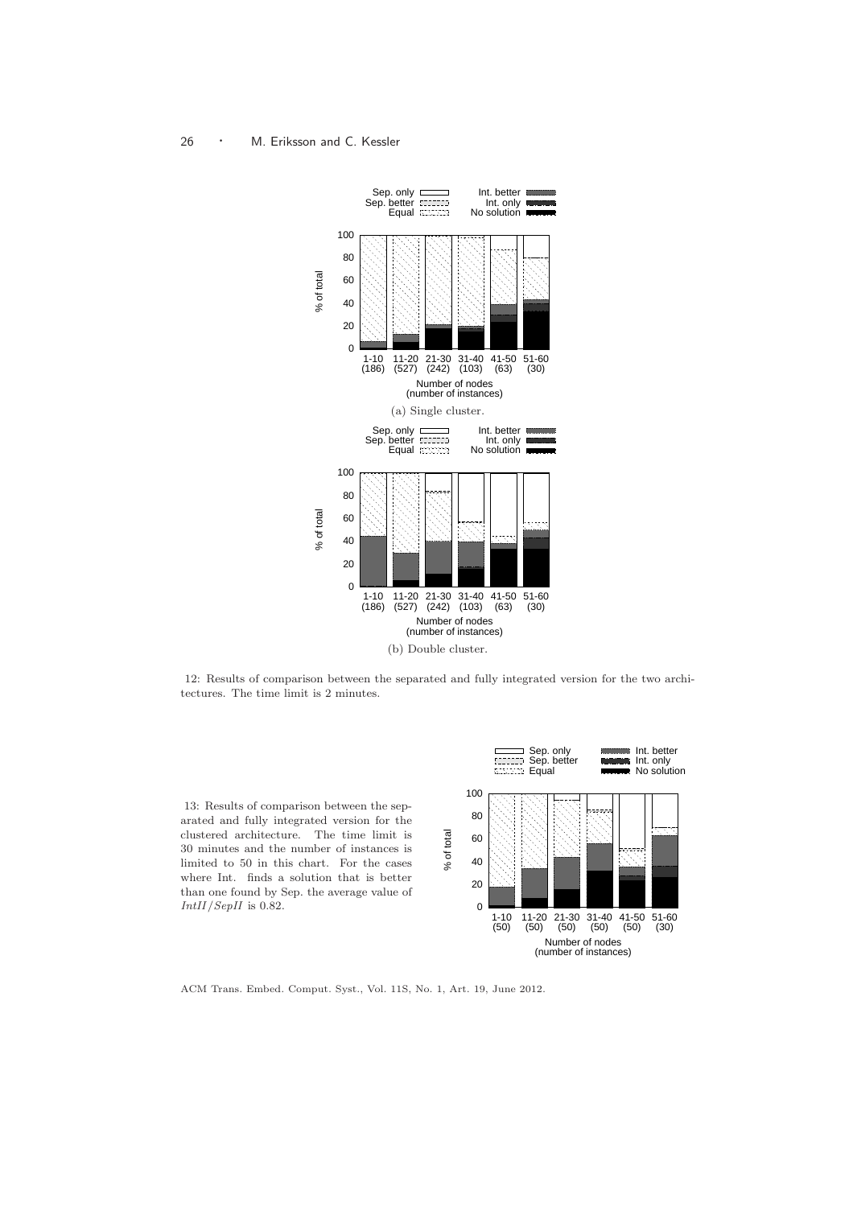Sep. only
Sep. better
Equal
Int. better
Int. only
No solution

100
80
60
40
20
0

% of total

1-10 (186)
11-20 (527)
21-30 (242)
31-40 (103)
41-50 (63)
51-60 (30)

Number of nodes
(number of instances)

(a) Single cluster.

Sep. only
Sep. better
Equal
Int. better
Int. only
No solution

100
80
60
40
20
0

% of total

1-10 (186)
11-20 (527)
21-30 (242)
31-40 (103)
41-50 (63)
51-60 (30)

Number of nodes
(number of instances)

(b) Double cluster.

12: Results of comparison between the separated and fully integrated version for the two architectures. The time limit is 2 minutes.

Sep. only
Sep. better
Equal
Int. better
Int. only
No solution

100
80
60
40
20
0

% of total

1-10 (50)
11-20 (50)
21-30 (50)
31-40 (50)
41-50 (50)
51-60 (30)

Number of nodes
(number of instances)

13: Results of comparison between the separated and fully integrated version for the clustered architecture. The time limit is 30 minutes and the number of instances is limited to 50 in this chart. For the cases where Int. finds a solution that is better than one found by Sep. the average value of *IntII*/*SepII* is 0.82.